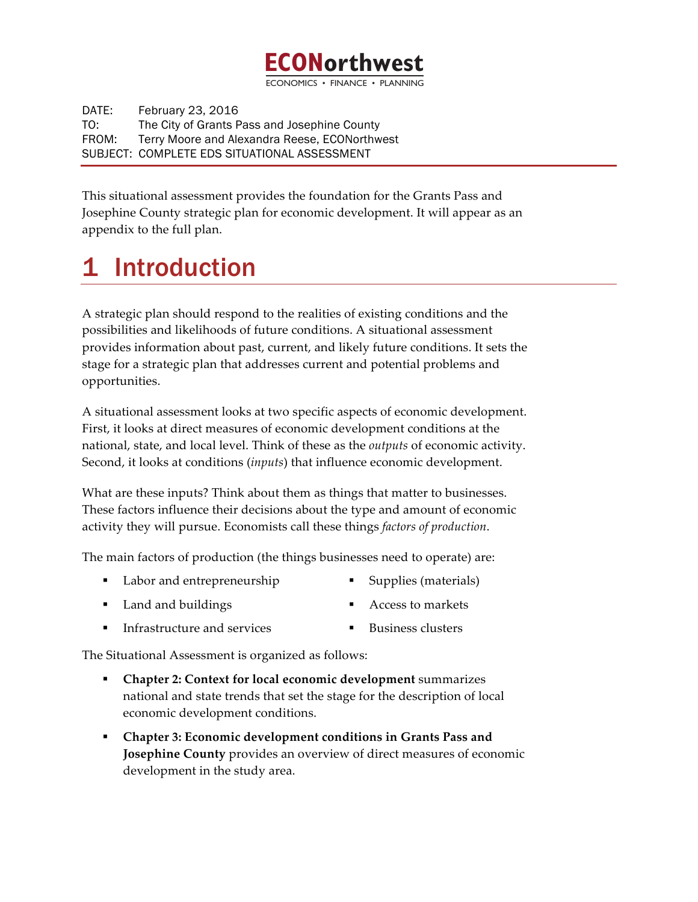**ECONorthwest**

ECONOMICS • FINANCE • PLANNING

DATE: February 23, 2016
TO: The City of Grants Pass and Josephine County
FROM: Terry Moore and Alexandra Reese, ECONorthwest
SUBJECT: COMPLETE EDS SITUATIONAL ASSESSMENT

This situational assessment provides the foundation for the Grants Pass and Josephine County strategic plan for economic development. It will appear as an appendix to the full plan.

# 1 Introduction

A strategic plan should respond to the realities of existing conditions and the possibilities and likelihoods of future conditions. A situational assessment provides information about past, current, and likely future conditions. It sets the stage for a strategic plan that addresses current and potential problems and opportunities.

A situational assessment looks at two specific aspects of economic development. First, it looks at direct measures of economic development conditions at the national, state, and local level. Think of these as the *outputs* of economic activity. Second, it looks at conditions (*inputs*) that influence economic development.

What are these inputs? Think about them as things that matter to businesses. These factors influence their decisions about the type and amount of economic activity they will pursue. Economists call these things *factors of production*.

The main factors of production (the things businesses need to operate) are:

- Labor and entrepreneurship
- Land and buildings
- Infrastructure and services
- Supplies (materials)
- Access to markets
- Business clusters

The Situational Assessment is organized as follows:

- **Chapter 2: Context for local economic development** summarizes national and state trends that set the stage for the description of local economic development conditions.
- **Chapter 3: Economic development conditions in Grants Pass and Josephine County** provides an overview of direct measures of economic development in the study area.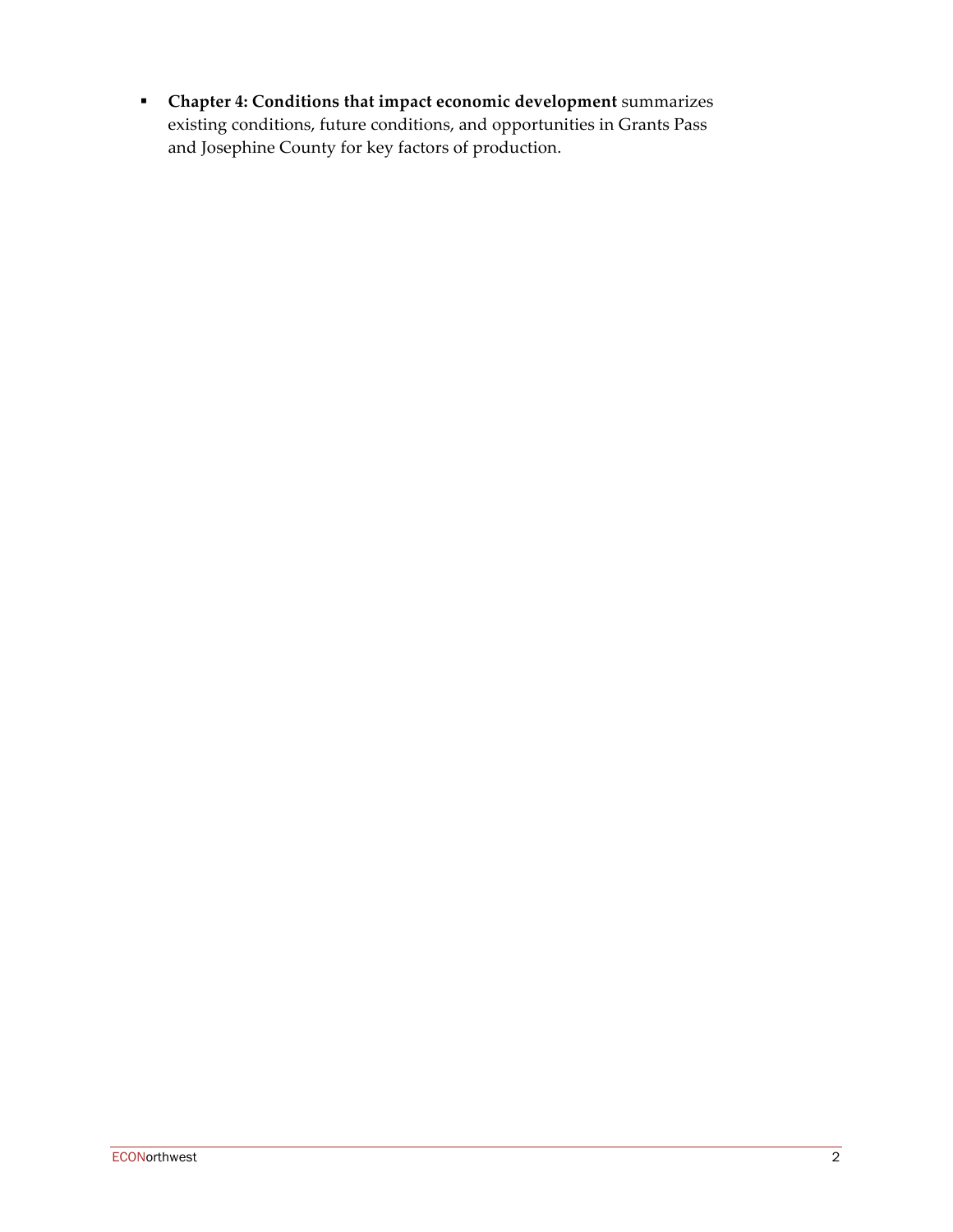- **Chapter 4: Conditions that impact economic development** summarizes existing conditions, future conditions, and opportunities in Grants Pass and Josephine County for key factors of production.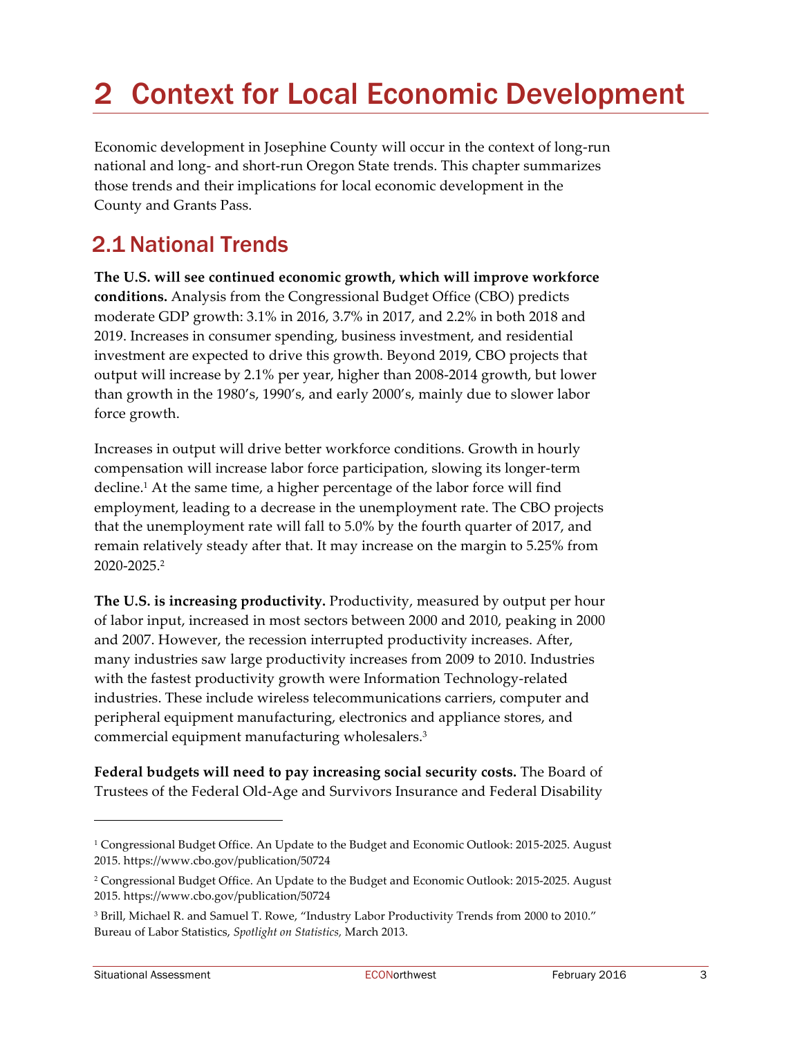# 2 Context for Local Economic Development

Economic development in Josephine County will occur in the context of long-run national and long- and short-run Oregon State trends. This chapter summarizes those trends and their implications for local economic development in the County and Grants Pass.

## 2.1 National Trends

**The U.S. will see continued economic growth, which will improve workforce conditions.** Analysis from the Congressional Budget Office (CBO) predicts moderate GDP growth: 3.1% in 2016, 3.7% in 2017, and 2.2% in both 2018 and 2019. Increases in consumer spending, business investment, and residential investment are expected to drive this growth. Beyond 2019, CBO projects that output will increase by 2.1% per year, higher than 2008-2014 growth, but lower than growth in the 1980's, 1990's, and early 2000's, mainly due to slower labor force growth.

Increases in output will drive better workforce conditions. Growth in hourly compensation will increase labor force participation, slowing its longer-term decline.[1] At the same time, a higher percentage of the labor force will find employment, leading to a decrease in the unemployment rate. The CBO projects that the unemployment rate will fall to 5.0% by the fourth quarter of 2017, and remain relatively steady after that. It may increase on the margin to 5.25% from 2020-2025.[2]

**The U.S. is increasing productivity.** Productivity, measured by output per hour of labor input, increased in most sectors between 2000 and 2010, peaking in 2000 and 2007. However, the recession interrupted productivity increases. After, many industries saw large productivity increases from 2009 to 2010. Industries with the fastest productivity growth were Information Technology-related industries. These include wireless telecommunications carriers, computer and peripheral equipment manufacturing, electronics and appliance stores, and commercial equipment manufacturing wholesalers.[3]

**Federal budgets will need to pay increasing social security costs.** The Board of Trustees of the Federal Old-Age and Survivors Insurance and Federal Disability

---

[1] Congressional Budget Office. An Update to the Budget and Economic Outlook: 2015-2025. August 2015. https://www.cbo.gov/publication/50724

[2] Congressional Budget Office. An Update to the Budget and Economic Outlook: 2015-2025. August 2015. https://www.cbo.gov/publication/50724

[3] Brill, Michael R. and Samuel T. Rowe, "Industry Labor Productivity Trends from 2000 to 2010." Bureau of Labor Statistics, *Spotlight on Statistics,* March 2013.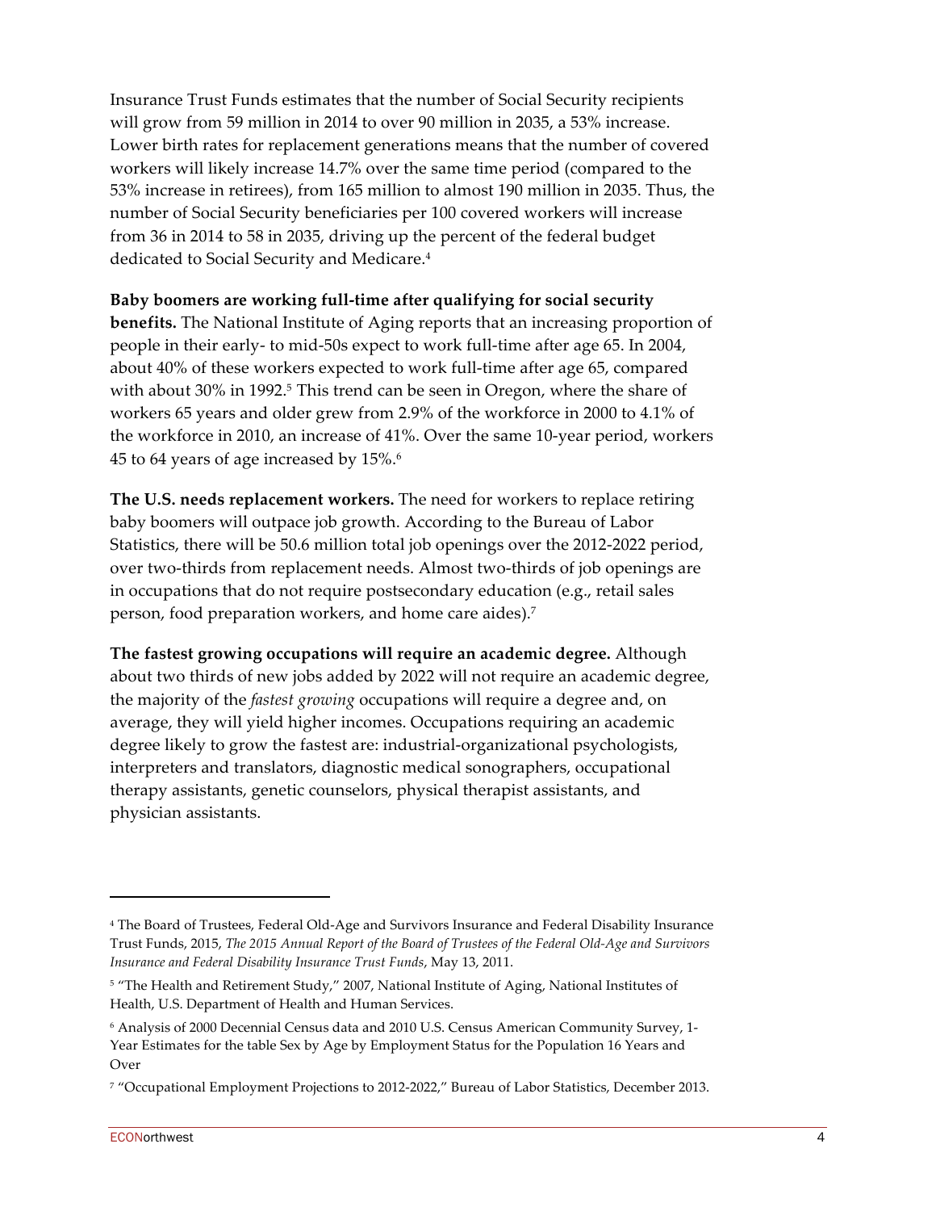Insurance Trust Funds estimates that the number of Social Security recipients will grow from 59 million in 2014 to over 90 million in 2035, a 53% increase. Lower birth rates for replacement generations means that the number of covered workers will likely increase 14.7% over the same time period (compared to the 53% increase in retirees), from 165 million to almost 190 million in 2035. Thus, the number of Social Security beneficiaries per 100 covered workers will increase from 36 in 2014 to 58 in 2035, driving up the percent of the federal budget dedicated to Social Security and Medicare.[4]

**Baby boomers are working full-time after qualifying for social security benefits.** The National Institute of Aging reports that an increasing proportion of people in their early- to mid-50s expect to work full-time after age 65. In 2004, about 40% of these workers expected to work full-time after age 65, compared with about 30% in 1992.[5] This trend can be seen in Oregon, where the share of workers 65 years and older grew from 2.9% of the workforce in 2000 to 4.1% of the workforce in 2010, an increase of 41%. Over the same 10-year period, workers 45 to 64 years of age increased by 15%.[6]

**The U.S. needs replacement workers.** The need for workers to replace retiring baby boomers will outpace job growth. According to the Bureau of Labor Statistics, there will be 50.6 million total job openings over the 2012-2022 period, over two-thirds from replacement needs. Almost two-thirds of job openings are in occupations that do not require postsecondary education (e.g., retail sales person, food preparation workers, and home care aides).[7]

**The fastest growing occupations will require an academic degree.** Although about two thirds of new jobs added by 2022 will not require an academic degree, the majority of the *fastest growing* occupations will require a degree and, on average, they will yield higher incomes. Occupations requiring an academic degree likely to grow the fastest are: industrial-organizational psychologists, interpreters and translators, diagnostic medical sonographers, occupational therapy assistants, genetic counselors, physical therapist assistants, and physician assistants.

---

[4] The Board of Trustees, Federal Old-Age and Survivors Insurance and Federal Disability Insurance Trust Funds, 2015, *The 2015 Annual Report of the Board of Trustees of the Federal Old-Age and Survivors Insurance and Federal Disability Insurance Trust Funds*, May 13, 2011.

[5] "The Health and Retirement Study," 2007, National Institute of Aging, National Institutes of Health, U.S. Department of Health and Human Services.

[6] Analysis of 2000 Decennial Census data and 2010 U.S. Census American Community Survey, 1-Year Estimates for the table Sex by Age by Employment Status for the Population 16 Years and Over

[7] "Occupational Employment Projections to 2012-2022," Bureau of Labor Statistics, December 2013.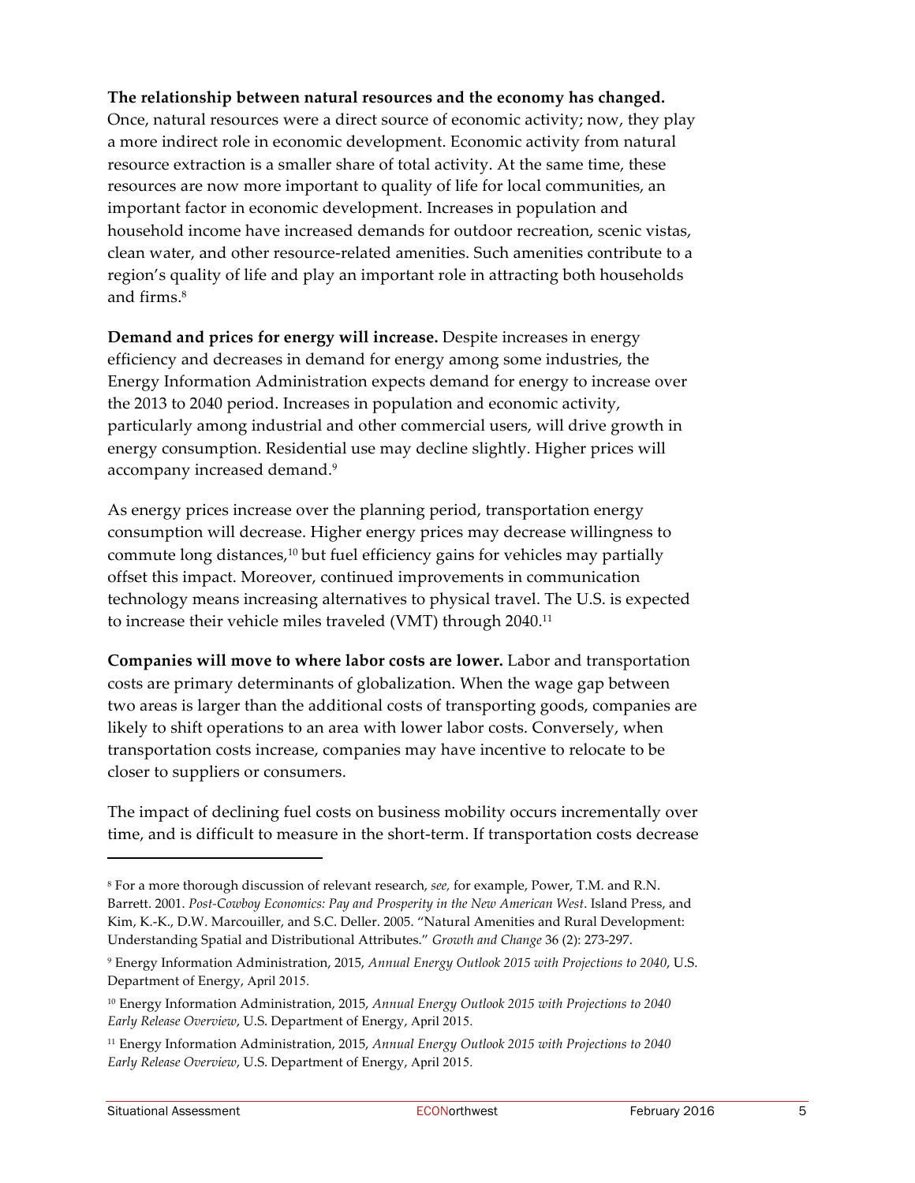**The relationship between natural resources and the economy has changed.** Once, natural resources were a direct source of economic activity; now, they play a more indirect role in economic development. Economic activity from natural resource extraction is a smaller share of total activity. At the same time, these resources are now more important to quality of life for local communities, an important factor in economic development. Increases in population and household income have increased demands for outdoor recreation, scenic vistas, clean water, and other resource-related amenities. Such amenities contribute to a region's quality of life and play an important role in attracting both households and firms.[8]

**Demand and prices for energy will increase.** Despite increases in energy efficiency and decreases in demand for energy among some industries, the Energy Information Administration expects demand for energy to increase over the 2013 to 2040 period. Increases in population and economic activity, particularly among industrial and other commercial users, will drive growth in energy consumption. Residential use may decline slightly. Higher prices will accompany increased demand.[9]

As energy prices increase over the planning period, transportation energy consumption will decrease. Higher energy prices may decrease willingness to commute long distances,[10] but fuel efficiency gains for vehicles may partially offset this impact. Moreover, continued improvements in communication technology means increasing alternatives to physical travel. The U.S. is expected to increase their vehicle miles traveled (VMT) through 2040.[11]

**Companies will move to where labor costs are lower.** Labor and transportation costs are primary determinants of globalization. When the wage gap between two areas is larger than the additional costs of transporting goods, companies are likely to shift operations to an area with lower labor costs. Conversely, when transportation costs increase, companies may have incentive to relocate to be closer to suppliers or consumers.

The impact of declining fuel costs on business mobility occurs incrementally over time, and is difficult to measure in the short-term. If transportation costs decrease

---

[8] For a more thorough discussion of relevant research, *see,* for example, Power, T.M. and R.N. Barrett. 2001. *Post-Cowboy Economics: Pay and Prosperity in the New American West*. Island Press, and Kim, K.-K., D.W. Marcouiller, and S.C. Deller. 2005. "Natural Amenities and Rural Development: Understanding Spatial and Distributional Attributes." *Growth and Change* 36 (2): 273-297.

[9] Energy Information Administration, 2015, *Annual Energy Outlook 2015 with Projections to 2040*, U.S. Department of Energy, April 2015.

[10] Energy Information Administration, 2015, *Annual Energy Outlook 2015 with Projections to 2040 Early Release Overview*, U.S. Department of Energy, April 2015.

[11] Energy Information Administration, 2015, *Annual Energy Outlook 2015 with Projections to 2040 Early Release Overview*, U.S. Department of Energy, April 2015.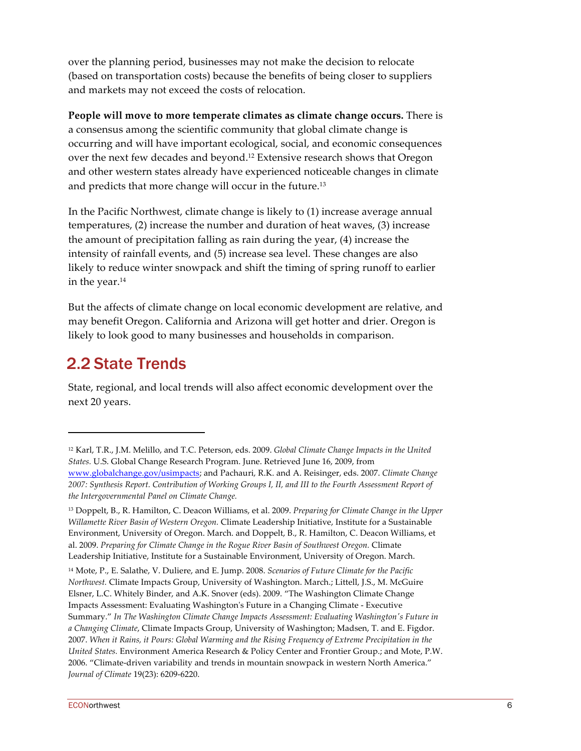over the planning period, businesses may not make the decision to relocate (based on transportation costs) because the benefits of being closer to suppliers and markets may not exceed the costs of relocation.

**People will move to more temperate climates as climate change occurs.** There is a consensus among the scientific community that global climate change is occurring and will have important ecological, social, and economic consequences over the next few decades and beyond.[12] Extensive research shows that Oregon and other western states already have experienced noticeable changes in climate and predicts that more change will occur in the future.[13]

In the Pacific Northwest, climate change is likely to (1) increase average annual temperatures, (2) increase the number and duration of heat waves, (3) increase the amount of precipitation falling as rain during the year, (4) increase the intensity of rainfall events, and (5) increase sea level. These changes are also likely to reduce winter snowpack and shift the timing of spring runoff to earlier in the year.[14]

But the affects of climate change on local economic development are relative, and may benefit Oregon. California and Arizona will get hotter and drier. Oregon is likely to look good to many businesses and households in comparison.

## 2.2 State Trends

State, regional, and local trends will also affect economic development over the next 20 years.

---

[12] Karl, T.R., J.M. Melillo, and T.C. Peterson, eds. 2009. *Global Climate Change Impacts in the United States.* U.S. Global Change Research Program. June. Retrieved June 16, 2009, from www.globalchange.gov/usimpacts; and Pachauri, R.K. and A. Reisinger, eds. 2007. *Climate Change 2007: Synthesis Report. Contribution of Working Groups I, II, and III to the Fourth Assessment Report of the Intergovernmental Panel on Climate Change.*

[13] Doppelt, B., R. Hamilton, C. Deacon Williams, et al. 2009. *Preparing for Climate Change in the Upper Willamette River Basin of Western Oregon.* Climate Leadership Initiative, Institute for a Sustainable Environment, University of Oregon. March. and Doppelt, B., R. Hamilton, C. Deacon Williams, et al. 2009. *Preparing for Climate Change in the Rogue River Basin of Southwest Oregon.* Climate Leadership Initiative, Institute for a Sustainable Environment, University of Oregon. March.

[14] Mote, P., E. Salathe, V. Duliere, and E. Jump. 2008. *Scenarios of Future Climate for the Pacific Northwest.* Climate Impacts Group, University of Washington. March.; Littell, J.S., M. McGuire Elsner, L.C. Whitely Binder, and A.K. Snover (eds). 2009. "The Washington Climate Change Impacts Assessment: Evaluating Washington's Future in a Changing Climate - Executive Summary." *In The Washington Climate Change Impacts Assessment: Evaluating Washington's Future in a Changing Climate,* Climate Impacts Group, University of Washington; Madsen, T. and E. Figdor. 2007. *When it Rains, it Pours: Global Warming and the Rising Frequency of Extreme Precipitation in the United States.* Environment America Research & Policy Center and Frontier Group.; and Mote, P.W. 2006. "Climate-driven variability and trends in mountain snowpack in western North America." *Journal of Climate* 19(23): 6209-6220.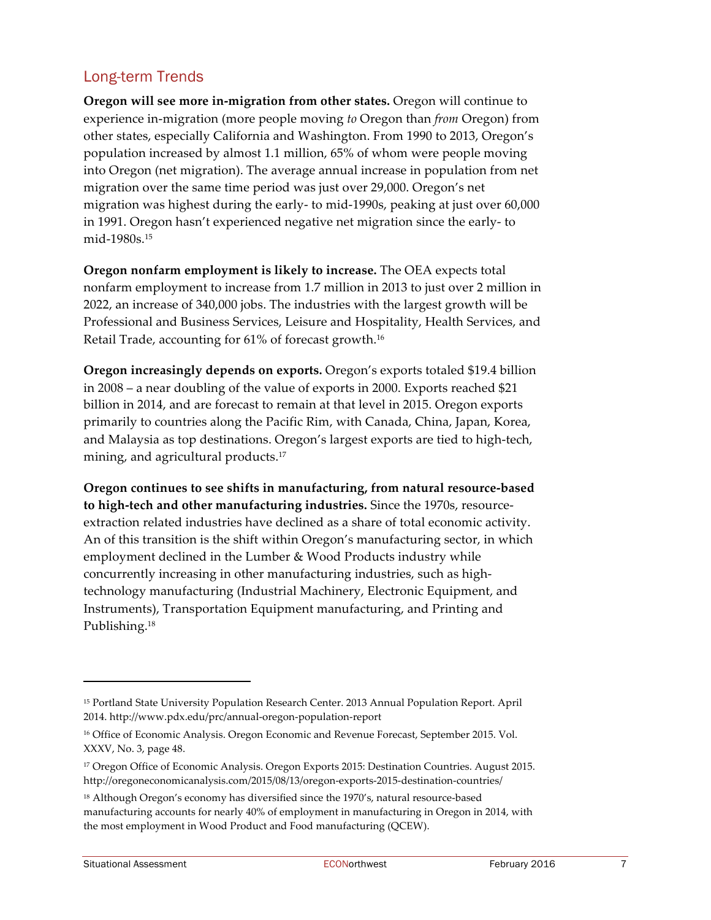## Long-term Trends

**Oregon will see more in-migration from other states.** Oregon will continue to experience in-migration (more people moving *to* Oregon than *from* Oregon) from other states, especially California and Washington. From 1990 to 2013, Oregon's population increased by almost 1.1 million, 65% of whom were people moving into Oregon (net migration). The average annual increase in population from net migration over the same time period was just over 29,000. Oregon's net migration was highest during the early- to mid-1990s, peaking at just over 60,000 in 1991. Oregon hasn't experienced negative net migration since the early- to mid-1980s.[15]

**Oregon nonfarm employment is likely to increase.** The OEA expects total nonfarm employment to increase from 1.7 million in 2013 to just over 2 million in 2022, an increase of 340,000 jobs. The industries with the largest growth will be Professional and Business Services, Leisure and Hospitality, Health Services, and Retail Trade, accounting for 61% of forecast growth.[16]

**Oregon increasingly depends on exports.** Oregon's exports totaled $19.4 billion in 2008 – a near doubling of the value of exports in 2000. Exports reached $21 billion in 2014, and are forecast to remain at that level in 2015. Oregon exports primarily to countries along the Pacific Rim, with Canada, China, Japan, Korea, and Malaysia as top destinations. Oregon's largest exports are tied to high-tech, mining, and agricultural products.[17]

**Oregon continues to see shifts in manufacturing, from natural resource-based to high-tech and other manufacturing industries.** Since the 1970s, resource-extraction related industries have declined as a share of total economic activity. An of this transition is the shift within Oregon's manufacturing sector, in which employment declined in the Lumber & Wood Products industry while concurrently increasing in other manufacturing industries, such as high-technology manufacturing (Industrial Machinery, Electronic Equipment, and Instruments), Transportation Equipment manufacturing, and Printing and Publishing.[18]

---

[15] Portland State University Population Research Center. 2013 Annual Population Report. April 2014. http://www.pdx.edu/prc/annual-oregon-population-report

[16] Office of Economic Analysis. Oregon Economic and Revenue Forecast, September 2015. Vol. XXXV, No. 3, page 48.

[17] Oregon Office of Economic Analysis. Oregon Exports 2015: Destination Countries. August 2015. http://oregoneconomicanalysis.com/2015/08/13/oregon-exports-2015-destination-countries/

[18] Although Oregon's economy has diversified since the 1970's, natural resource-based manufacturing accounts for nearly 40% of employment in manufacturing in Oregon in 2014, with the most employment in Wood Product and Food manufacturing (QCEW).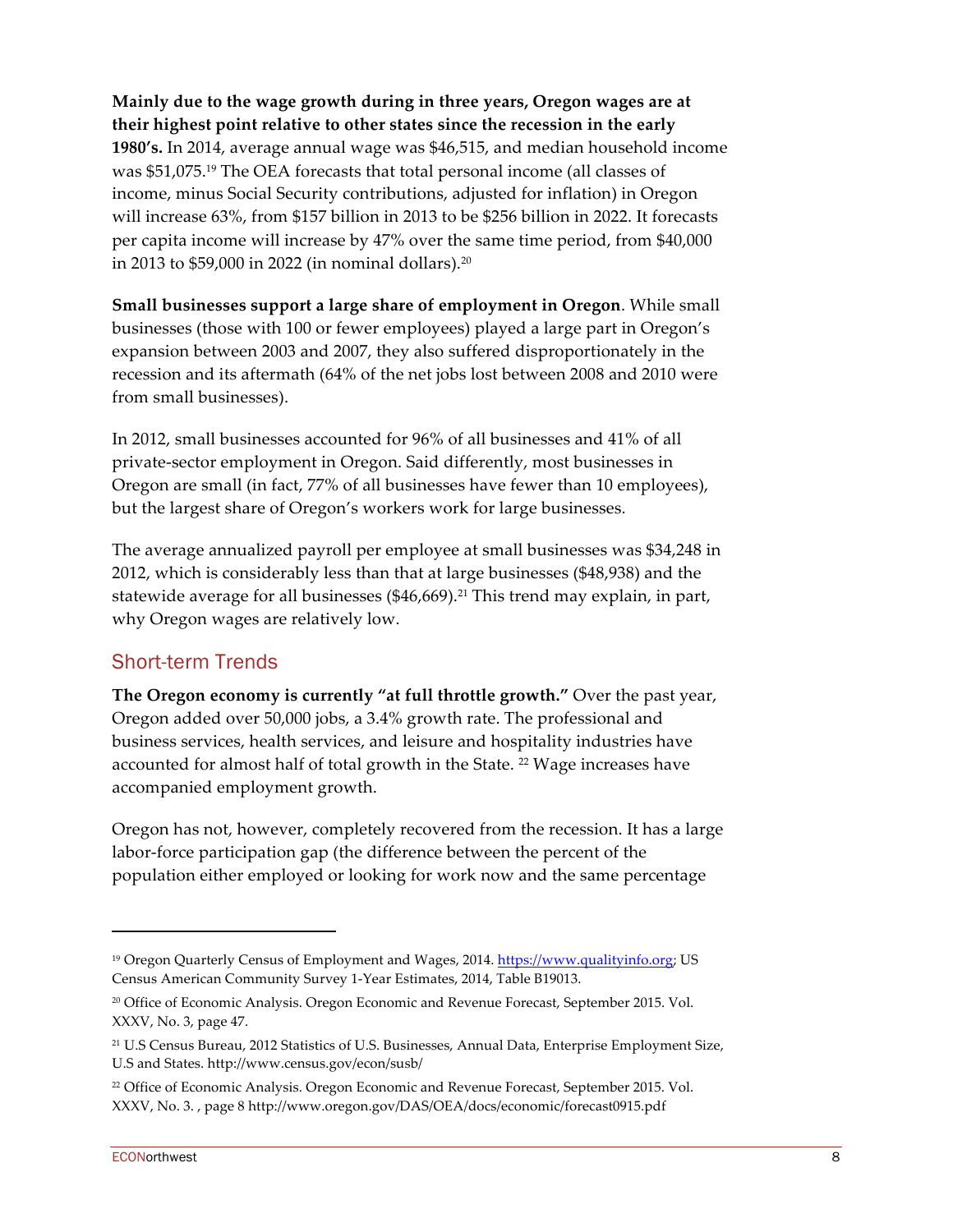**Mainly due to the wage growth during in three years, Oregon wages are at their highest point relative to other states since the recession in the early 1980's.** In 2014, average annual wage was $46,515, and median household income was $51,075.[19] The OEA forecasts that total personal income (all classes of income, minus Social Security contributions, adjusted for inflation) in Oregon will increase 63%, from $157 billion in 2013 to be $256 billion in 2022. It forecasts per capita income will increase by 47% over the same time period, from $40,000 in 2013 to $59,000 in 2022 (in nominal dollars).[20]

**Small businesses support a large share of employment in Oregon**. While small businesses (those with 100 or fewer employees) played a large part in Oregon's expansion between 2003 and 2007, they also suffered disproportionately in the recession and its aftermath (64% of the net jobs lost between 2008 and 2010 were from small businesses).

In 2012, small businesses accounted for 96% of all businesses and 41% of all private-sector employment in Oregon. Said differently, most businesses in Oregon are small (in fact, 77% of all businesses have fewer than 10 employees), but the largest share of Oregon's workers work for large businesses.

The average annualized payroll per employee at small businesses was $34,248 in 2012, which is considerably less than that at large businesses ($48,938) and the statewide average for all businesses ($46,669).[21] This trend may explain, in part, why Oregon wages are relatively low.

## Short-term Trends

**The Oregon economy is currently "at full throttle growth."** Over the past year, Oregon added over 50,000 jobs, a 3.4% growth rate. The professional and business services, health services, and leisure and hospitality industries have accounted for almost half of total growth in the State. [22] Wage increases have accompanied employment growth.

Oregon has not, however, completely recovered from the recession. It has a large labor-force participation gap (the difference between the percent of the population either employed or looking for work now and the same percentage

---

[19] Oregon Quarterly Census of Employment and Wages, 2014. https://www.qualityinfo.org; US Census American Community Survey 1-Year Estimates, 2014, Table B19013.

[20] Office of Economic Analysis. Oregon Economic and Revenue Forecast, September 2015. Vol. XXXV, No. 3, page 47.

[21] U.S Census Bureau, 2012 Statistics of U.S. Businesses, Annual Data, Enterprise Employment Size, U.S and States. http://www.census.gov/econ/susb/

[22] Office of Economic Analysis. Oregon Economic and Revenue Forecast, September 2015. Vol. XXXV, No. 3. , page 8 http://www.oregon.gov/DAS/OEA/docs/economic/forecast0915.pdf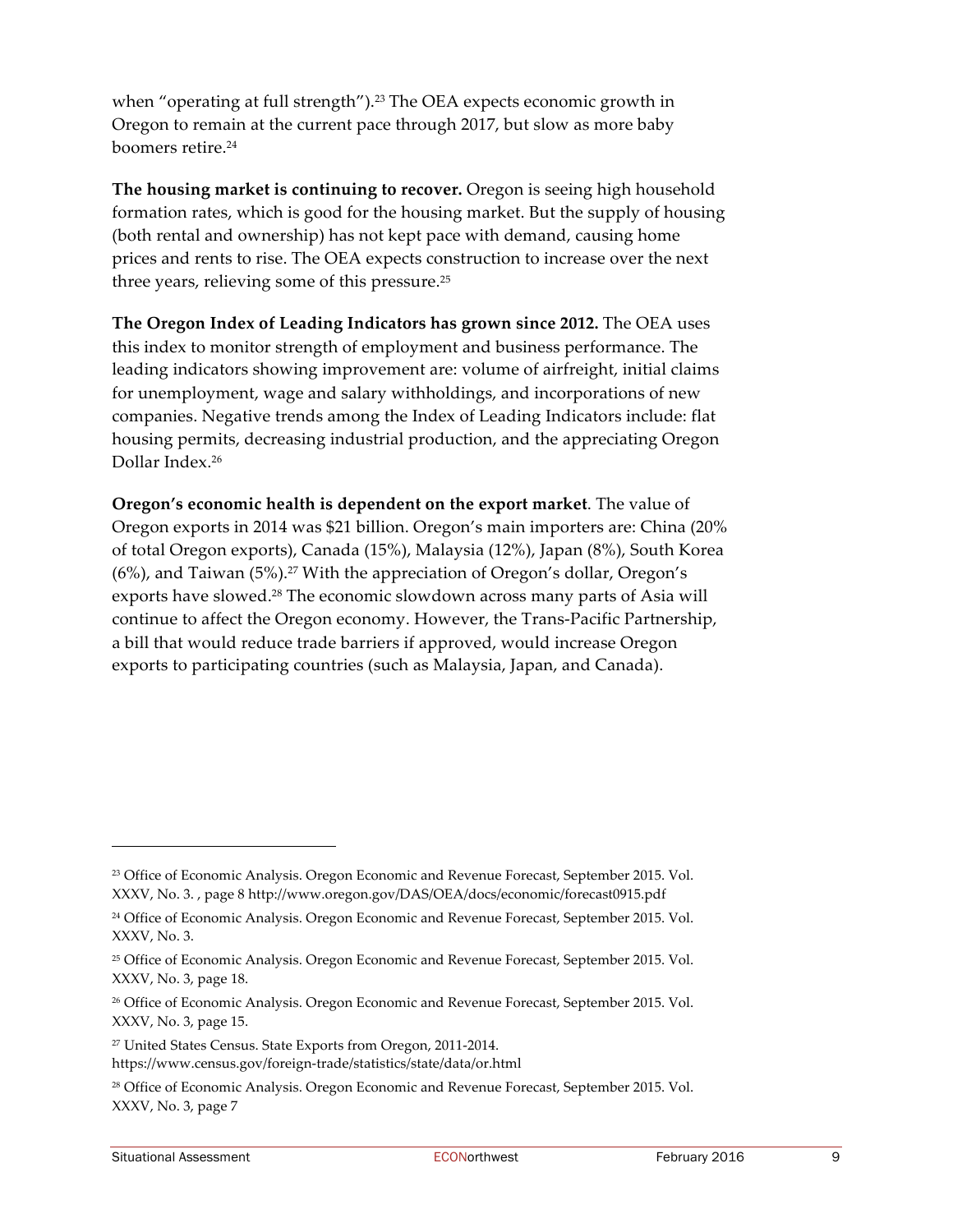when "operating at full strength").[23] The OEA expects economic growth in Oregon to remain at the current pace through 2017, but slow as more baby boomers retire.[24]

**The housing market is continuing to recover.** Oregon is seeing high household formation rates, which is good for the housing market. But the supply of housing (both rental and ownership) has not kept pace with demand, causing home prices and rents to rise. The OEA expects construction to increase over the next three years, relieving some of this pressure.[25]

**The Oregon Index of Leading Indicators has grown since 2012.** The OEA uses this index to monitor strength of employment and business performance. The leading indicators showing improvement are: volume of airfreight, initial claims for unemployment, wage and salary withholdings, and incorporations of new companies. Negative trends among the Index of Leading Indicators include: flat housing permits, decreasing industrial production, and the appreciating Oregon Dollar Index.[26]

**Oregon's economic health is dependent on the export market**. The value of Oregon exports in 2014 was $21 billion. Oregon's main importers are: China (20% of total Oregon exports), Canada (15%), Malaysia (12%), Japan (8%), South Korea (6%), and Taiwan (5%).[27] With the appreciation of Oregon's dollar, Oregon's exports have slowed.[28] The economic slowdown across many parts of Asia will continue to affect the Oregon economy. However, the Trans-Pacific Partnership, a bill that would reduce trade barriers if approved, would increase Oregon exports to participating countries (such as Malaysia, Japan, and Canada).

---

[23] Office of Economic Analysis. Oregon Economic and Revenue Forecast, September 2015. Vol. XXXV, No. 3. , page 8 http://www.oregon.gov/DAS/OEA/docs/economic/forecast0915.pdf

[24] Office of Economic Analysis. Oregon Economic and Revenue Forecast, September 2015. Vol. XXXV, No. 3.

[25] Office of Economic Analysis. Oregon Economic and Revenue Forecast, September 2015. Vol. XXXV, No. 3, page 18.

[26] Office of Economic Analysis. Oregon Economic and Revenue Forecast, September 2015. Vol. XXXV, No. 3, page 15.

[27] United States Census. State Exports from Oregon, 2011-2014. https://www.census.gov/foreign-trade/statistics/state/data/or.html

[28] Office of Economic Analysis. Oregon Economic and Revenue Forecast, September 2015. Vol. XXXV, No. 3, page 7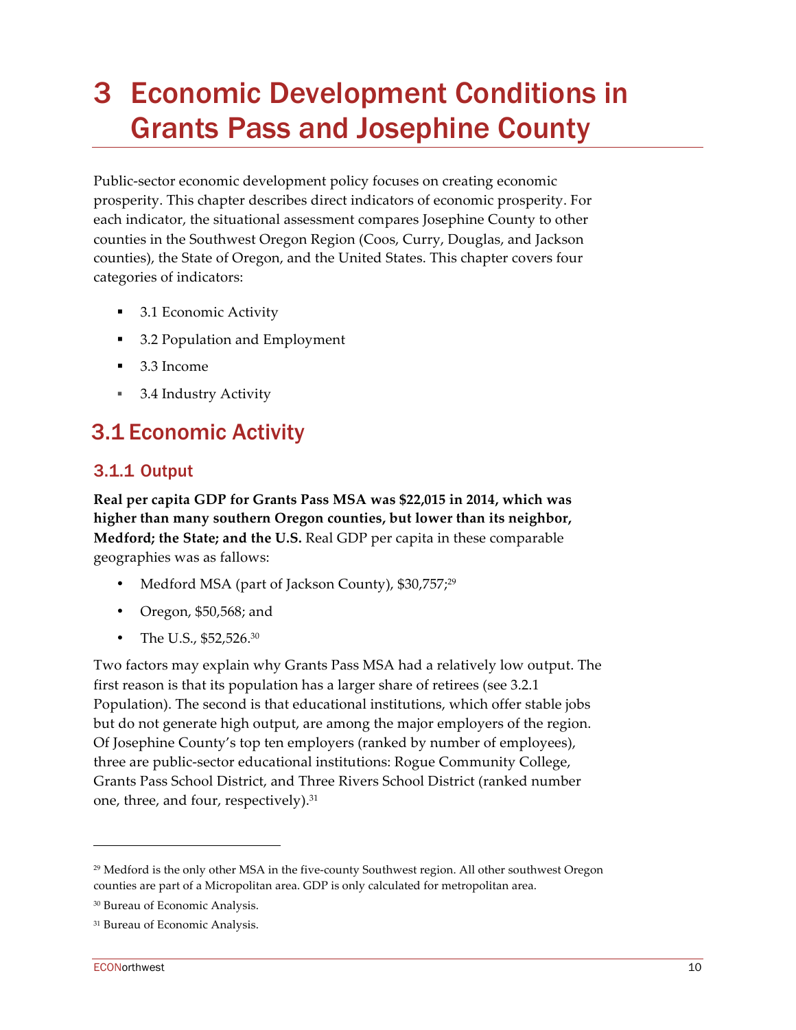# 3 Economic Development Conditions in Grants Pass and Josephine County

Public-sector economic development policy focuses on creating economic prosperity. This chapter describes direct indicators of economic prosperity. For each indicator, the situational assessment compares Josephine County to other counties in the Southwest Oregon Region (Coos, Curry, Douglas, and Jackson counties), the State of Oregon, and the United States. This chapter covers four categories of indicators:

- 3.1 Economic Activity
- 3.2 Population and Employment
- 3.3 Income
- 3.4 Industry Activity

## 3.1 Economic Activity

### 3.1.1 Output

**Real per capita GDP for Grants Pass MSA was $22,015 in 2014, which was higher than many southern Oregon counties, but lower than its neighbor, Medford; the State; and the U.S.** Real GDP per capita in these comparable geographies was as fallows:

- Medford MSA (part of Jackson County), $30,757;[29]
- Oregon, $50,568; and
- The U.S., $52,526.[30]

Two factors may explain why Grants Pass MSA had a relatively low output. The first reason is that its population has a larger share of retirees (see 3.2.1 Population). The second is that educational institutions, which offer stable jobs but do not generate high output, are among the major employers of the region. Of Josephine County's top ten employers (ranked by number of employees), three are public-sector educational institutions: Rogue Community College, Grants Pass School District, and Three Rivers School District (ranked number one, three, and four, respectively).[31]

---

[29] Medford is the only other MSA in the five-county Southwest region. All other southwest Oregon counties are part of a Micropolitan area. GDP is only calculated for metropolitan area.

[30] Bureau of Economic Analysis.

[31] Bureau of Economic Analysis.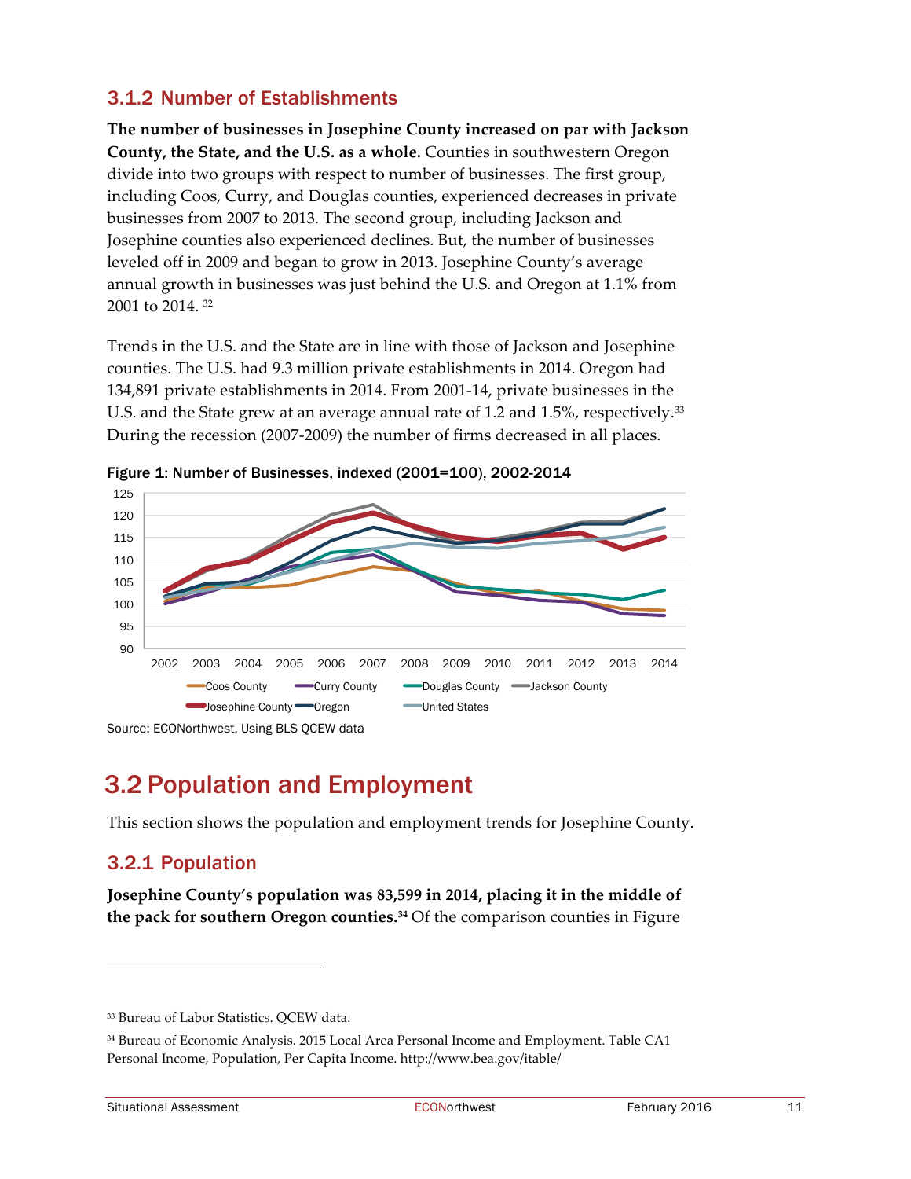### 3.1.2 Number of Establishments

**The number of businesses in Josephine County increased on par with Jackson County, the State, and the U.S. as a whole.** Counties in southwestern Oregon divide into two groups with respect to number of businesses. The first group, including Coos, Curry, and Douglas counties, experienced decreases in private businesses from 2007 to 2013. The second group, including Jackson and Josephine counties also experienced declines. But, the number of businesses leveled off in 2009 and began to grow in 2013. Josephine County's average annual growth in businesses was just behind the U.S. and Oregon at 1.1% from 2001 to 2014. [32]

Trends in the U.S. and the State are in line with those of Jackson and Josephine counties. The U.S. had 9.3 million private establishments in 2014. Oregon had 134,891 private establishments in 2014. From 2001-14, private businesses in the U.S. and the State grew at an average annual rate of 1.2 and 1.5%, respectively.[33] During the recession (2007-2009) the number of firms decreased in all places.

**Figure 1: Number of Businesses, indexed (2001=100), 2002-2014**

Source: ECONorthwest, Using BLS QCEW data

## 3.2 Population and Employment

This section shows the population and employment trends for Josephine County.

### 3.2.1 Population

**Josephine County's population was 83,599 in 2014, placing it in the middle of the pack for southern Oregon counties.**[34] Of the comparison counties in Figure

---

[33] Bureau of Labor Statistics. QCEW data.

[34] Bureau of Economic Analysis. 2015 Local Area Personal Income and Employment. Table CA1 Personal Income, Population, Per Capita Income. http://www.bea.gov/itable/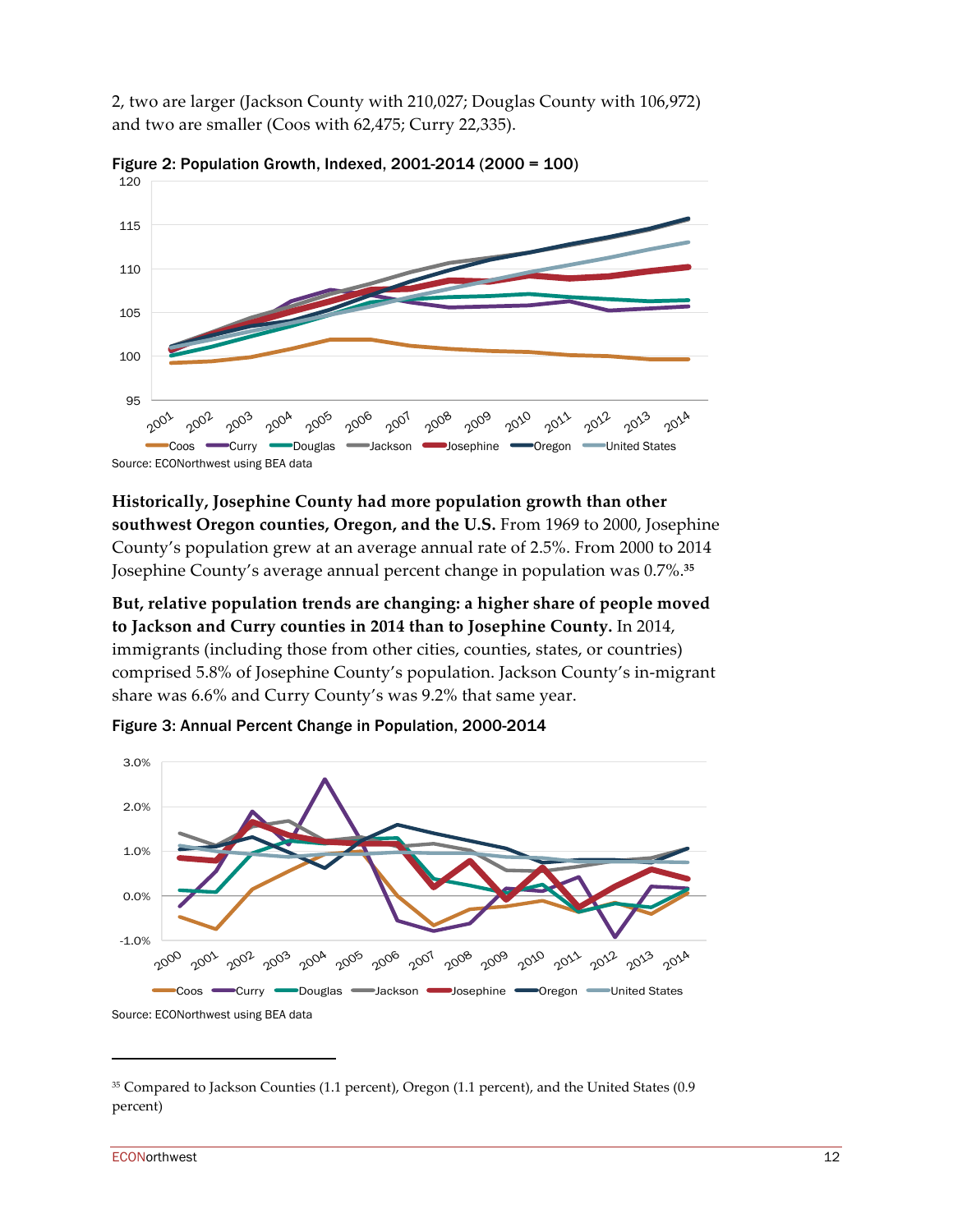2, two are larger (Jackson County with 210,027; Douglas County with 106,972) and two are smaller (Coos with 62,475; Curry 22,335).

**Figure 2: Population Growth, Indexed, 2001-2014 (2000 = 100)**

Source: ECONorthwest using BEA data

**Historically, Josephine County had more population growth than other southwest Oregon counties, Oregon, and the U.S.** From 1969 to 2000, Josephine County's population grew at an average annual rate of 2.5%. From 2000 to 2014 Josephine County's average annual percent change in population was 0.7%.[35]

**But, relative population trends are changing: a higher share of people moved to Jackson and Curry counties in 2014 than to Josephine County.** In 2014, immigrants (including those from other cities, counties, states, or countries) comprised 5.8% of Josephine County's population. Jackson County's in-migrant share was 6.6% and Curry County's was 9.2% that same year.

**Figure 3: Annual Percent Change in Population, 2000-2014**

Source: ECONorthwest using BEA data

---

[35] Compared to Jackson Counties (1.1 percent), Oregon (1.1 percent), and the United States (0.9 percent)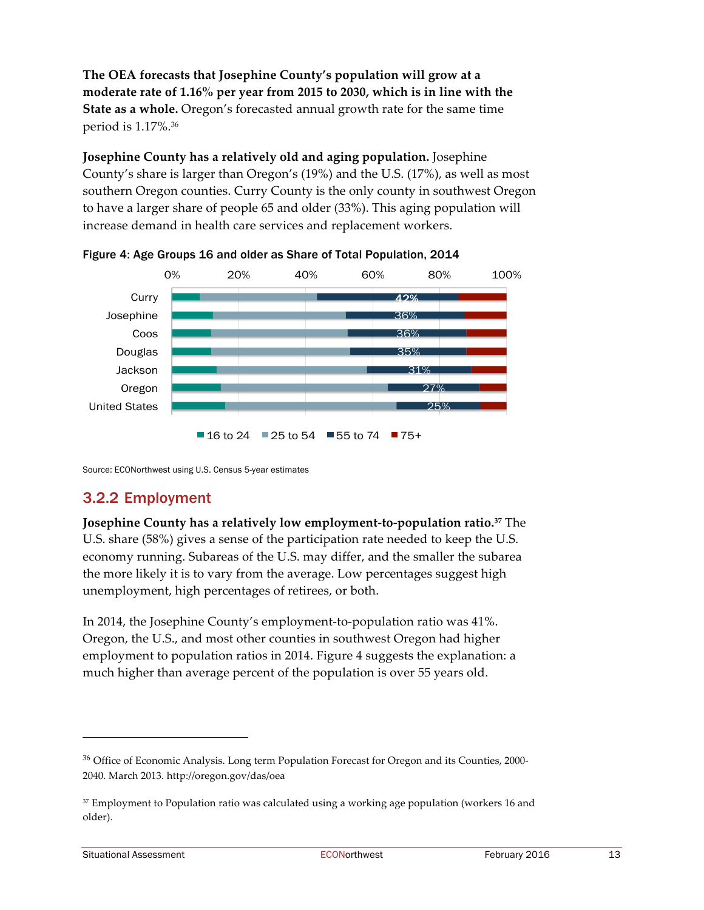**The OEA forecasts that Josephine County's population will grow at a moderate rate of 1.16% per year from 2015 to 2030, which is in line with the State as a whole.** Oregon's forecasted annual growth rate for the same time period is 1.17%.[36]

**Josephine County has a relatively old and aging population.** Josephine County's share is larger than Oregon's (19%) and the U.S. (17%), as well as most southern Oregon counties. Curry County is the only county in southwest Oregon to have a larger share of people 65 and older (33%). This aging population will increase demand in health care services and replacement workers.

**Figure 4: Age Groups 16 and older as Share of Total Population, 2014**

| Area | 55 to 74 |
|---|---|
| Curry | 42% |
| Josephine | 36% |
| Coos | 36% |
| Douglas | 35% |
| Jackson | 31% |
| Oregon | 27% |
| United States | 25% |

Legend: 16 to 24, 25 to 54, 55 to 74, 75+

Source: ECONorthwest using U.S. Census 5-year estimates

## 3.2.2 Employment

**Josephine County has a relatively low employment-to-population ratio.**[37] The U.S. share (58%) gives a sense of the participation rate needed to keep the U.S. economy running. Subareas of the U.S. may differ, and the smaller the subarea the more likely it is to vary from the average. Low percentages suggest high unemployment, high percentages of retirees, or both.

In 2014, the Josephine County's employment-to-population ratio was 41%. Oregon, the U.S., and most other counties in southwest Oregon had higher employment to population ratios in 2014. Figure 4 suggests the explanation: a much higher than average percent of the population is over 55 years old.

---

[36] Office of Economic Analysis. Long term Population Forecast for Oregon and its Counties, 2000-2040. March 2013. http://oregon.gov/das/oea

[37] Employment to Population ratio was calculated using a working age population (workers 16 and older).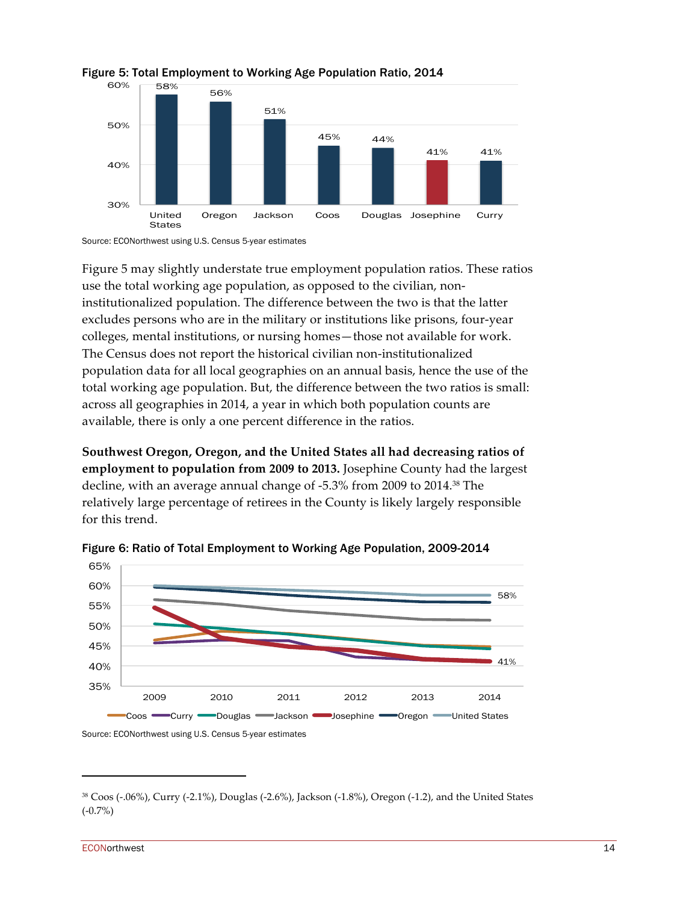**Figure 5: Total Employment to Working Age Population Ratio, 2014**

| United States | Oregon | Jackson | Coos | Douglas | Josephine | Curry |
|---|---|---|---|---|---|---|
| 58% | 56% | 51% | 45% | 44% | 41% | 41% |

Source: ECONorthwest using U.S. Census 5-year estimates

Figure 5 may slightly understate true employment population ratios. These ratios use the total working age population, as opposed to the civilian, non-institutionalized population. The difference between the two is that the latter excludes persons who are in the military or institutions like prisons, four-year colleges, mental institutions, or nursing homes—those not available for work. The Census does not report the historical civilian non-institutionalized population data for all local geographies on an annual basis, hence the use of the total working age population. But, the difference between the two ratios is small: across all geographies in 2014, a year in which both population counts are available, there is only a one percent difference in the ratios.

**Southwest Oregon, Oregon, and the United States all had decreasing ratios of employment to population from 2009 to 2013.** Josephine County had the largest decline, with an average annual change of -5.3% from 2009 to 2014.[38] The relatively large percentage of retirees in the County is likely largely responsible for this trend.

**Figure 6: Ratio of Total Employment to Working Age Population, 2009-2014**

Source: ECONorthwest using U.S. Census 5-year estimates

[38] Coos (-.06%), Curry (-2.1%), Douglas (-2.6%), Jackson (-1.8%), Oregon (-1.2), and the United States (-0.7%)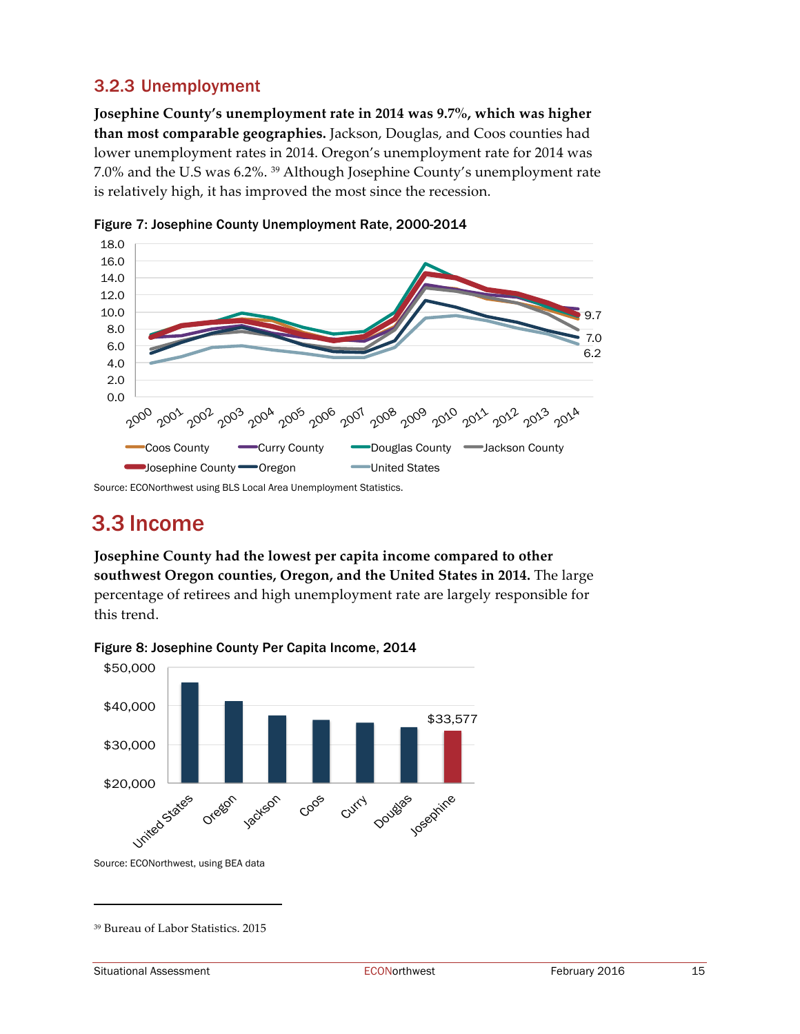### 3.2.3 Unemployment

**Josephine County's unemployment rate in 2014 was 9.7%, which was higher than most comparable geographies.** Jackson, Douglas, and Coos counties had lower unemployment rates in 2014. Oregon's unemployment rate for 2014 was 7.0% and the U.S was 6.2%. [39] Although Josephine County's unemployment rate is relatively high, it has improved the most since the recession.

**Figure 7: Josephine County Unemployment Rate, 2000-2014**

Source: ECONorthwest using BLS Local Area Unemployment Statistics.

## 3.3 Income

**Josephine County had the lowest per capita income compared to other southwest Oregon counties, Oregon, and the United States in 2014.** The large percentage of retirees and high unemployment rate are largely responsible for this trend.

**Figure 8: Josephine County Per Capita Income, 2014**

Source: ECONorthwest, using BEA data

[39] Bureau of Labor Statistics. 2015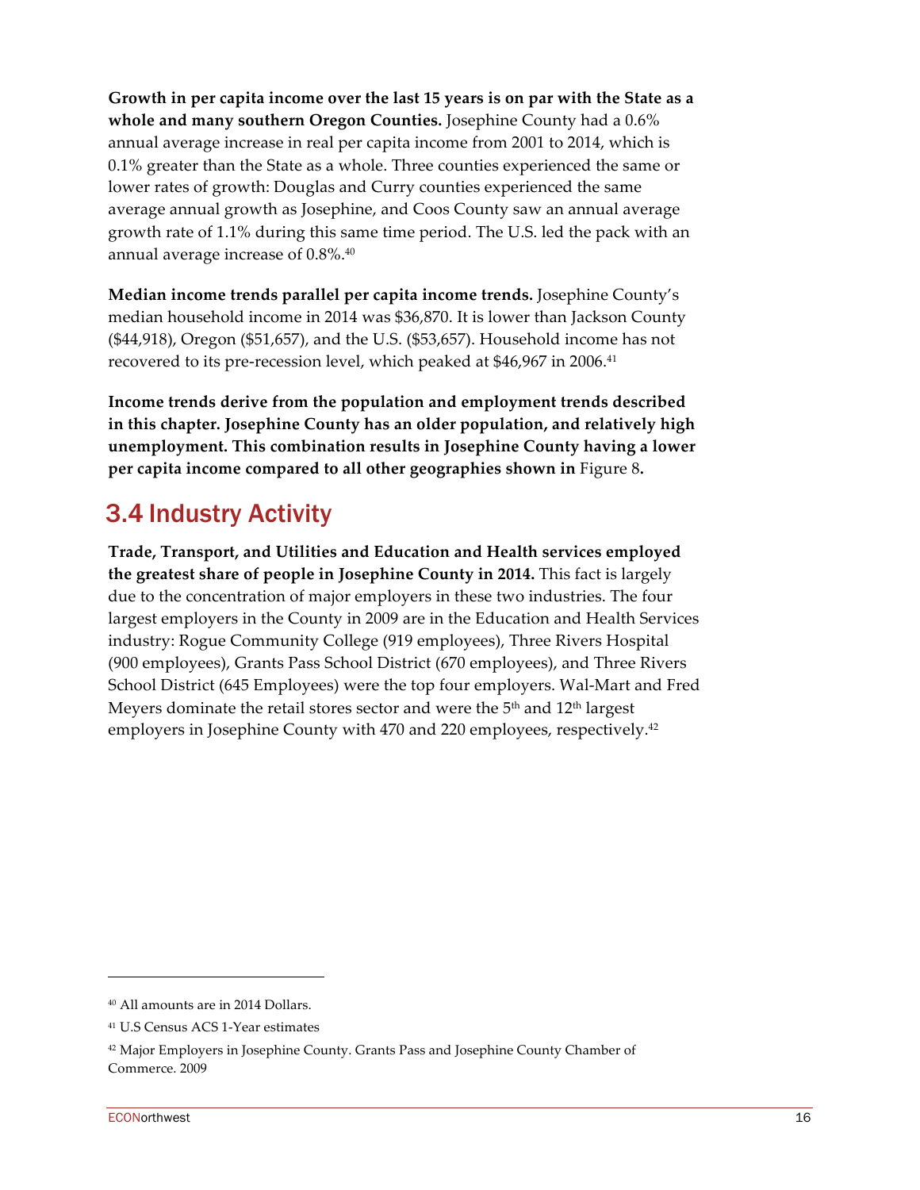**Growth in per capita income over the last 15 years is on par with the State as a whole and many southern Oregon Counties.** Josephine County had a 0.6% annual average increase in real per capita income from 2001 to 2014, which is 0.1% greater than the State as a whole. Three counties experienced the same or lower rates of growth: Douglas and Curry counties experienced the same average annual growth as Josephine, and Coos County saw an annual average growth rate of 1.1% during this same time period. The U.S. led the pack with an annual average increase of 0.8%.[40]

**Median income trends parallel per capita income trends.** Josephine County's median household income in 2014 was $36,870. It is lower than Jackson County ($44,918), Oregon ($51,657), and the U.S. ($53,657). Household income has not recovered to its pre-recession level, which peaked at $46,967 in 2006.[41]

**Income trends derive from the population and employment trends described in this chapter. Josephine County has an older population, and relatively high unemployment. This combination results in Josephine County having a lower per capita income compared to all other geographies shown in** Figure 8**.**

## 3.4 Industry Activity

**Trade, Transport, and Utilities and Education and Health services employed the greatest share of people in Josephine County in 2014.** This fact is largely due to the concentration of major employers in these two industries. The four largest employers in the County in 2009 are in the Education and Health Services industry: Rogue Community College (919 employees), Three Rivers Hospital (900 employees), Grants Pass School District (670 employees), and Three Rivers School District (645 Employees) were the top four employers. Wal-Mart and Fred Meyers dominate the retail stores sector and were the 5th and 12th largest employers in Josephine County with 470 and 220 employees, respectively.[42]

---

[40] All amounts are in 2014 Dollars.

[41] U.S Census ACS 1-Year estimates

[42] Major Employers in Josephine County. Grants Pass and Josephine County Chamber of Commerce. 2009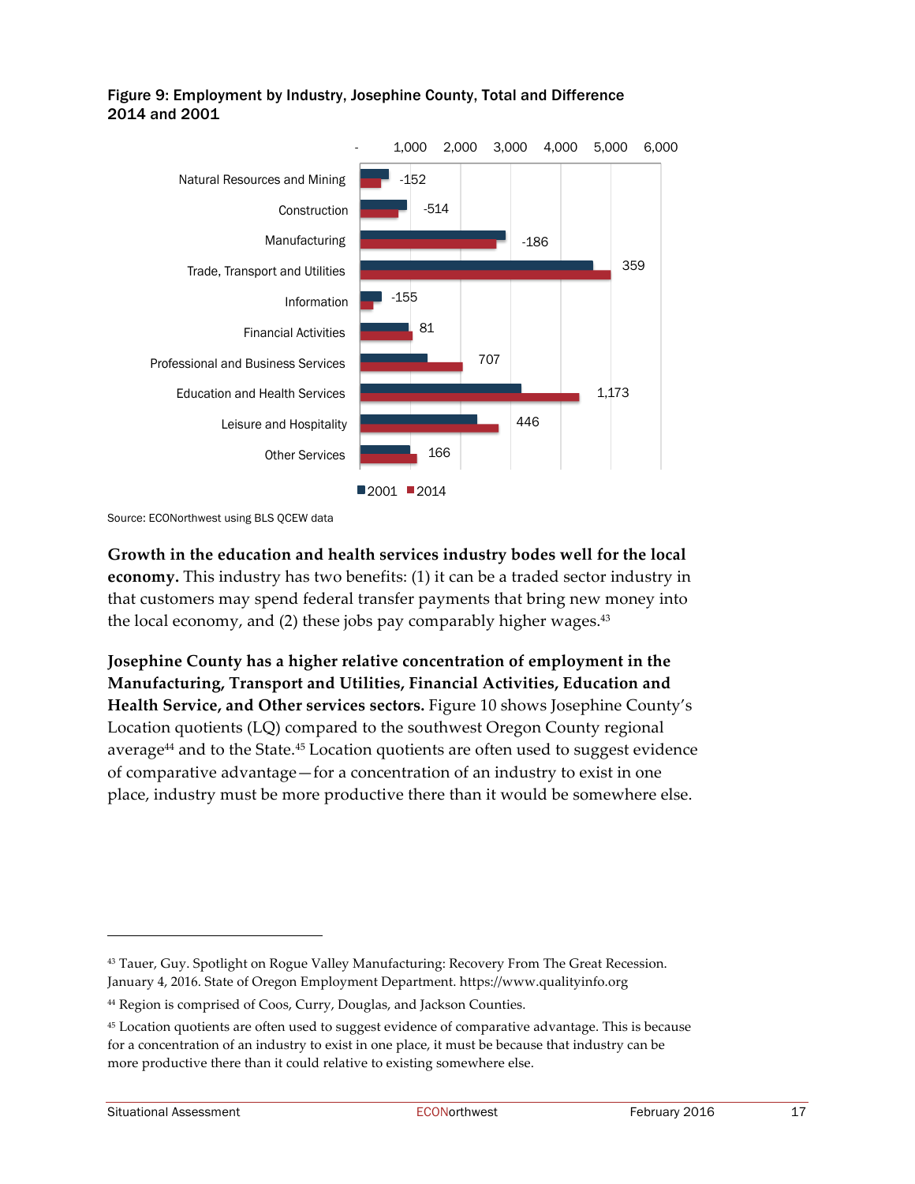**Figure 9: Employment by Industry, Josephine County, Total and Difference 2014 and 2001**

| Industry | Difference (2014 − 2001) |
|---|---|
| Natural Resources and Mining | -152 |
| Construction | -514 |
| Manufacturing | -186 |
| Trade, Transport and Utilities | 359 |
| Information | -155 |
| Financial Activities | 81 |
| Professional and Business Services | 707 |
| Education and Health Services | 1,173 |
| Leisure and Hospitality | 446 |
| Other Services | 166 |

Source: ECONorthwest using BLS QCEW data

**Growth in the education and health services industry bodes well for the local economy.** This industry has two benefits: (1) it can be a traded sector industry in that customers may spend federal transfer payments that bring new money into the local economy, and (2) these jobs pay comparably higher wages.[43]

**Josephine County has a higher relative concentration of employment in the Manufacturing, Transport and Utilities, Financial Activities, Education and Health Service, and Other services sectors.** Figure 10 shows Josephine County's Location quotients (LQ) compared to the southwest Oregon County regional average[44] and to the State.[45] Location quotients are often used to suggest evidence of comparative advantage—for a concentration of an industry to exist in one place, industry must be more productive there than it would be somewhere else.

---

[43] Tauer, Guy. Spotlight on Rogue Valley Manufacturing: Recovery From The Great Recession. January 4, 2016. State of Oregon Employment Department. https://www.qualityinfo.org

[44] Region is comprised of Coos, Curry, Douglas, and Jackson Counties.

[45] Location quotients are often used to suggest evidence of comparative advantage. This is because for a concentration of an industry to exist in one place, it must be because that industry can be more productive there than it could relative to existing somewhere else.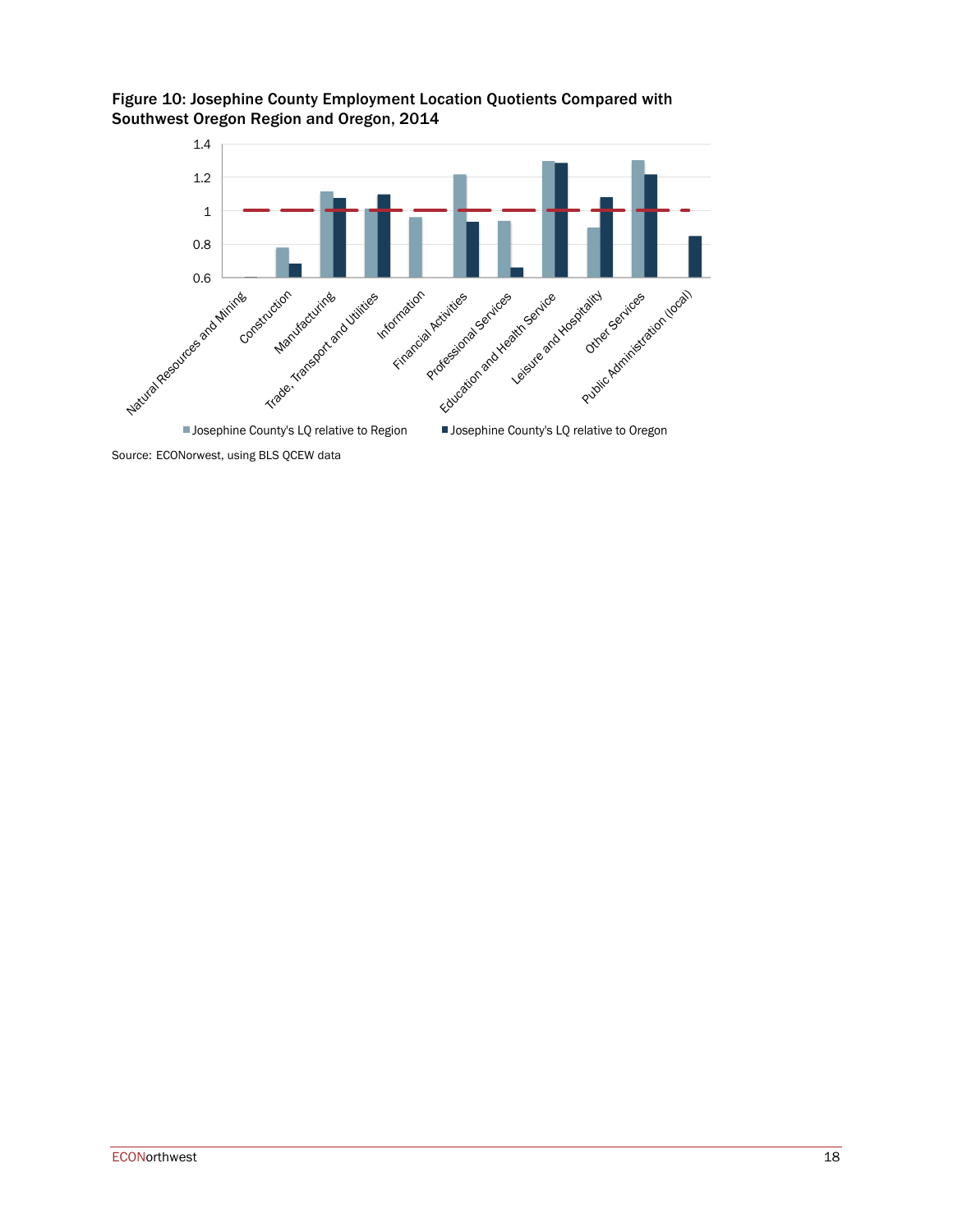**Figure 10: Josephine County Employment Location Quotients Compared with Southwest Oregon Region and Oregon, 2014**

Source: ECONorwest, using BLS QCEW data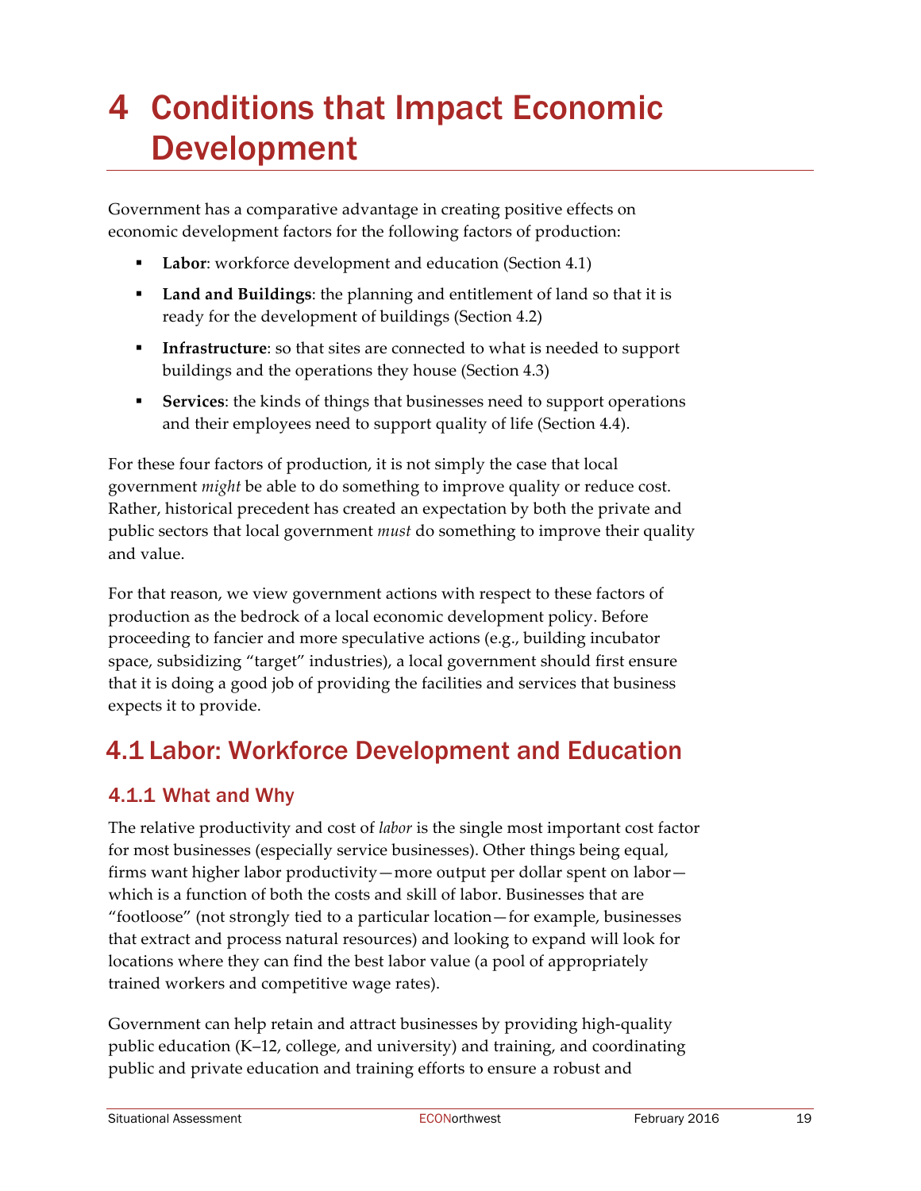# 4 Conditions that Impact Economic Development

Government has a comparative advantage in creating positive effects on economic development factors for the following factors of production:

- **Labor**: workforce development and education (Section 4.1)
- **Land and Buildings**: the planning and entitlement of land so that it is ready for the development of buildings (Section 4.2)
- **Infrastructure**: so that sites are connected to what is needed to support buildings and the operations they house (Section 4.3)
- **Services**: the kinds of things that businesses need to support operations and their employees need to support quality of life (Section 4.4).

For these four factors of production, it is not simply the case that local government *might* be able to do something to improve quality or reduce cost. Rather, historical precedent has created an expectation by both the private and public sectors that local government *must* do something to improve their quality and value.

For that reason, we view government actions with respect to these factors of production as the bedrock of a local economic development policy. Before proceeding to fancier and more speculative actions (e.g., building incubator space, subsidizing "target" industries), a local government should first ensure that it is doing a good job of providing the facilities and services that business expects it to provide.

## 4.1 Labor: Workforce Development and Education

### 4.1.1 What and Why

The relative productivity and cost of *labor* is the single most important cost factor for most businesses (especially service businesses). Other things being equal, firms want higher labor productivity—more output per dollar spent on labor—which is a function of both the costs and skill of labor. Businesses that are "footloose" (not strongly tied to a particular location—for example, businesses that extract and process natural resources) and looking to expand will look for locations where they can find the best labor value (a pool of appropriately trained workers and competitive wage rates).

Government can help retain and attract businesses by providing high-quality public education (K–12, college, and university) and training, and coordinating public and private education and training efforts to ensure a robust and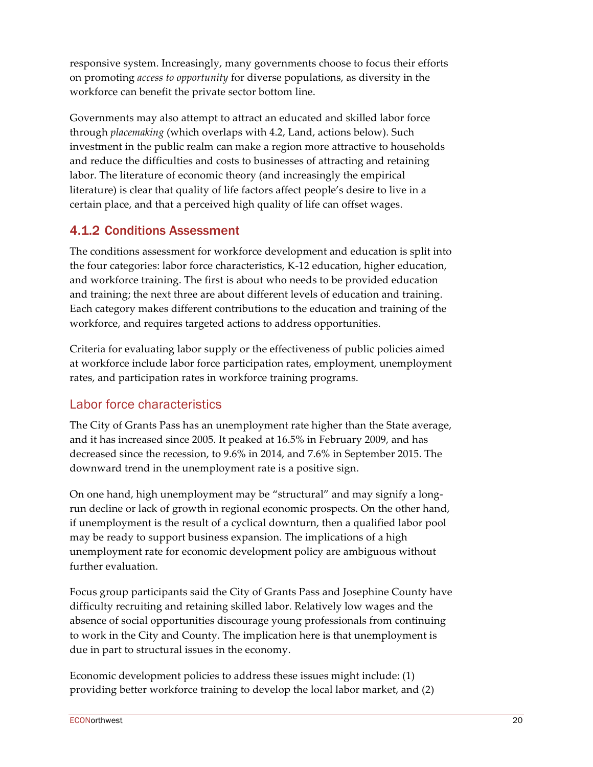responsive system. Increasingly, many governments choose to focus their efforts on promoting *access to opportunity* for diverse populations, as diversity in the workforce can benefit the private sector bottom line.

Governments may also attempt to attract an educated and skilled labor force through *placemaking* (which overlaps with 4.2, Land, actions below). Such investment in the public realm can make a region more attractive to households and reduce the difficulties and costs to businesses of attracting and retaining labor. The literature of economic theory (and increasingly the empirical literature) is clear that quality of life factors affect people's desire to live in a certain place, and that a perceived high quality of life can offset wages.

## 4.1.2 Conditions Assessment

The conditions assessment for workforce development and education is split into the four categories: labor force characteristics, K-12 education, higher education, and workforce training. The first is about who needs to be provided education and training; the next three are about different levels of education and training. Each category makes different contributions to the education and training of the workforce, and requires targeted actions to address opportunities.

Criteria for evaluating labor supply or the effectiveness of public policies aimed at workforce include labor force participation rates, employment, unemployment rates, and participation rates in workforce training programs.

### Labor force characteristics

The City of Grants Pass has an unemployment rate higher than the State average, and it has increased since 2005. It peaked at 16.5% in February 2009, and has decreased since the recession, to 9.6% in 2014, and 7.6% in September 2015. The downward trend in the unemployment rate is a positive sign.

On one hand, high unemployment may be "structural" and may signify a long-run decline or lack of growth in regional economic prospects. On the other hand, if unemployment is the result of a cyclical downturn, then a qualified labor pool may be ready to support business expansion. The implications of a high unemployment rate for economic development policy are ambiguous without further evaluation.

Focus group participants said the City of Grants Pass and Josephine County have difficulty recruiting and retaining skilled labor. Relatively low wages and the absence of social opportunities discourage young professionals from continuing to work in the City and County. The implication here is that unemployment is due in part to structural issues in the economy.

Economic development policies to address these issues might include: (1) providing better workforce training to develop the local labor market, and (2)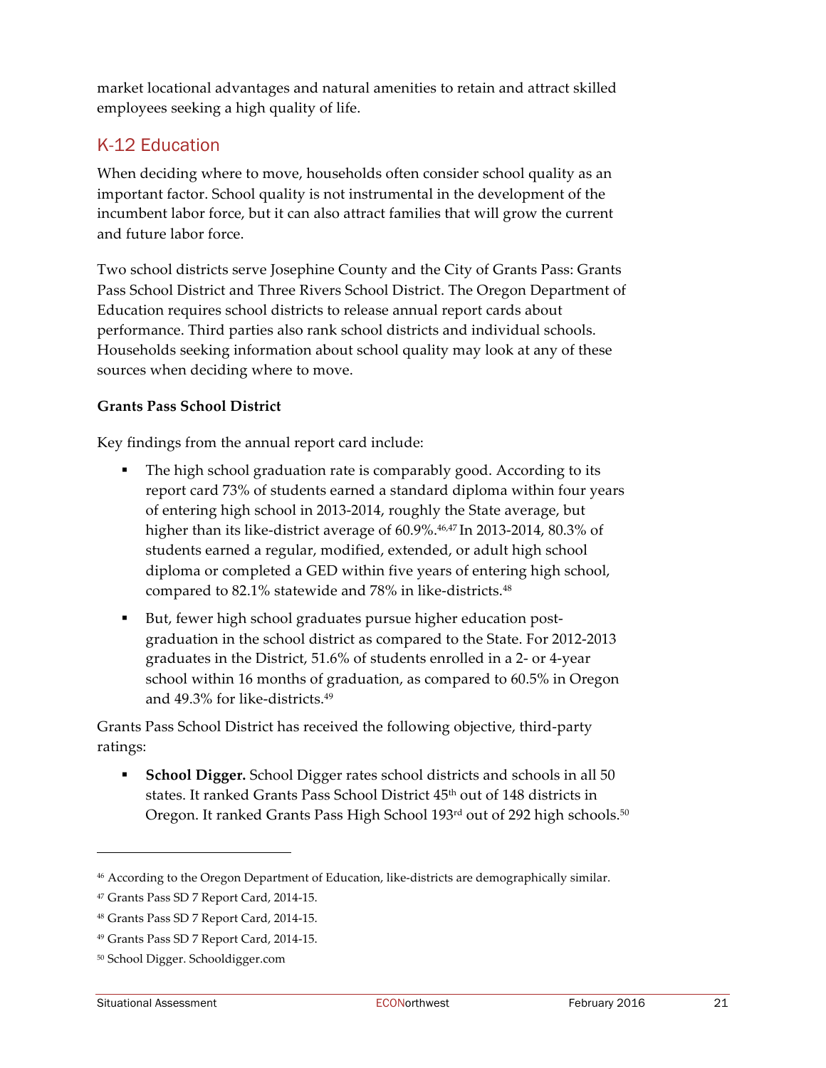market locational advantages and natural amenities to retain and attract skilled employees seeking a high quality of life.

## K-12 Education

When deciding where to move, households often consider school quality as an important factor. School quality is not instrumental in the development of the incumbent labor force, but it can also attract families that will grow the current and future labor force.

Two school districts serve Josephine County and the City of Grants Pass: Grants Pass School District and Three Rivers School District. The Oregon Department of Education requires school districts to release annual report cards about performance. Third parties also rank school districts and individual schools. Households seeking information about school quality may look at any of these sources when deciding where to move.

**Grants Pass School District**

Key findings from the annual report card include:

- The high school graduation rate is comparably good. According to its report card 73% of students earned a standard diploma within four years of entering high school in 2013-2014, roughly the State average, but higher than its like-district average of 60.9%.[46,47] In 2013-2014, 80.3% of students earned a regular, modified, extended, or adult high school diploma or completed a GED within five years of entering high school, compared to 82.1% statewide and 78% in like-districts.[48]
- But, fewer high school graduates pursue higher education post-graduation in the school district as compared to the State. For 2012-2013 graduates in the District, 51.6% of students enrolled in a 2- or 4-year school within 16 months of graduation, as compared to 60.5% in Oregon and 49.3% for like-districts.[49]

Grants Pass School District has received the following objective, third-party ratings:

- **School Digger.** School Digger rates school districts and schools in all 50 states. It ranked Grants Pass School District 45th out of 148 districts in Oregon. It ranked Grants Pass High School 193rd out of 292 high schools.[50]

---

[46] According to the Oregon Department of Education, like-districts are demographically similar.

[47] Grants Pass SD 7 Report Card, 2014-15.

[48] Grants Pass SD 7 Report Card, 2014-15.

[49] Grants Pass SD 7 Report Card, 2014-15.

[50] School Digger. Schooldigger.com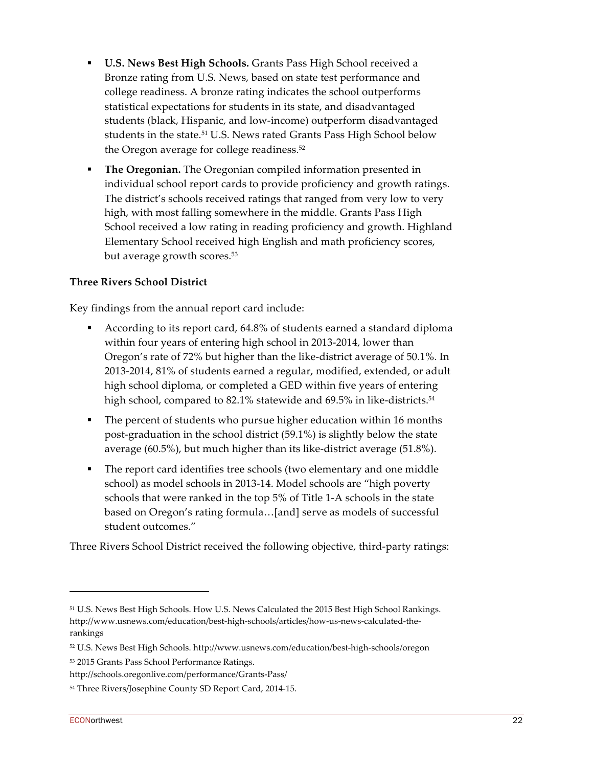- **U.S. News Best High Schools.** Grants Pass High School received a Bronze rating from U.S. News, based on state test performance and college readiness. A bronze rating indicates the school outperforms statistical expectations for students in its state, and disadvantaged students (black, Hispanic, and low-income) outperform disadvantaged students in the state.[51] U.S. News rated Grants Pass High School below the Oregon average for college readiness.[52]
- **The Oregonian.** The Oregonian compiled information presented in individual school report cards to provide proficiency and growth ratings. The district's schools received ratings that ranged from very low to very high, with most falling somewhere in the middle. Grants Pass High School received a low rating in reading proficiency and growth. Highland Elementary School received high English and math proficiency scores, but average growth scores.[53]

**Three Rivers School District**

Key findings from the annual report card include:

- According to its report card, 64.8% of students earned a standard diploma within four years of entering high school in 2013-2014, lower than Oregon's rate of 72% but higher than the like-district average of 50.1%. In 2013-2014, 81% of students earned a regular, modified, extended, or adult high school diploma, or completed a GED within five years of entering high school, compared to 82.1% statewide and 69.5% in like-districts.[54]
- The percent of students who pursue higher education within 16 months post-graduation in the school district (59.1%) is slightly below the state average (60.5%), but much higher than its like-district average (51.8%).
- The report card identifies tree schools (two elementary and one middle school) as model schools in 2013-14. Model schools are "high poverty schools that were ranked in the top 5% of Title 1-A schools in the state based on Oregon's rating formula…[and] serve as models of successful student outcomes."

Three Rivers School District received the following objective, third-party ratings:

---

[51] U.S. News Best High Schools. How U.S. News Calculated the 2015 Best High School Rankings. http://www.usnews.com/education/best-high-schools/articles/how-us-news-calculated-the-rankings

[52] U.S. News Best High Schools. http://www.usnews.com/education/best-high-schools/oregon

[53] 2015 Grants Pass School Performance Ratings. http://schools.oregonlive.com/performance/Grants-Pass/

[54] Three Rivers/Josephine County SD Report Card, 2014-15.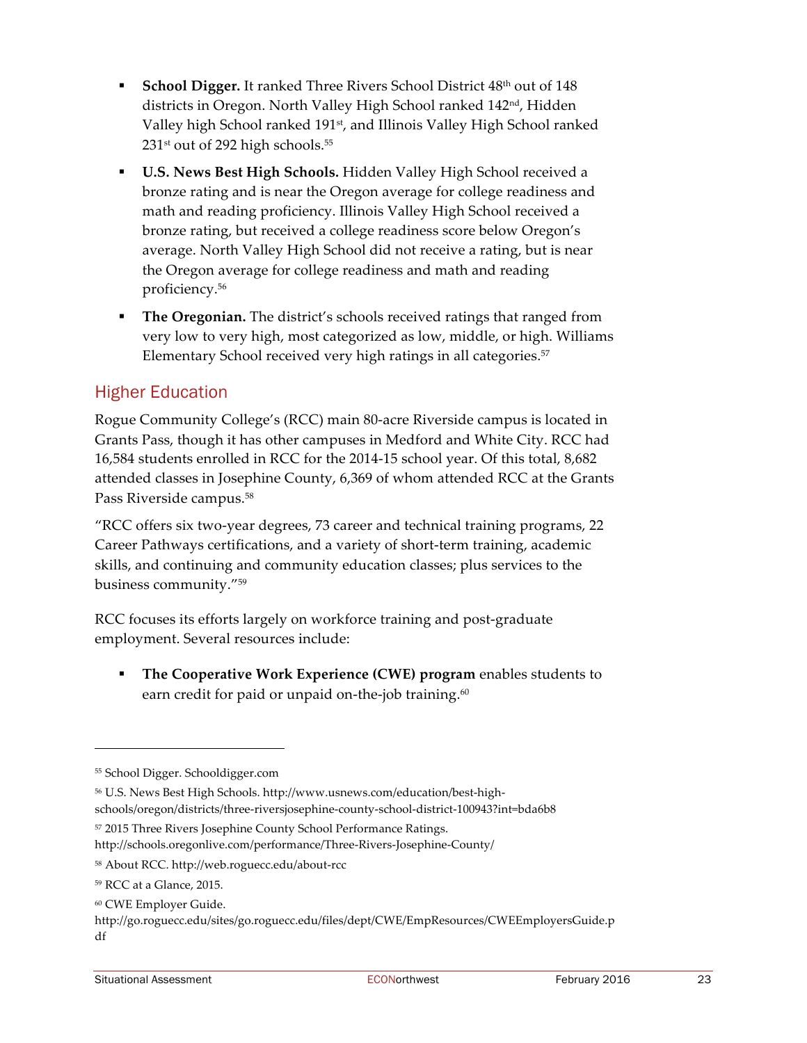- **School Digger.** It ranked Three Rivers School District 48th out of 148 districts in Oregon. North Valley High School ranked 142nd, Hidden Valley high School ranked 191st, and Illinois Valley High School ranked 231st out of 292 high schools.[55]
- **U.S. News Best High Schools.** Hidden Valley High School received a bronze rating and is near the Oregon average for college readiness and math and reading proficiency. Illinois Valley High School received a bronze rating, but received a college readiness score below Oregon's average. North Valley High School did not receive a rating, but is near the Oregon average for college readiness and math and reading proficiency.[56]
- **The Oregonian.** The district's schools received ratings that ranged from very low to very high, most categorized as low, middle, or high. Williams Elementary School received very high ratings in all categories.[57]

## Higher Education

Rogue Community College's (RCC) main 80-acre Riverside campus is located in Grants Pass, though it has other campuses in Medford and White City. RCC had 16,584 students enrolled in RCC for the 2014-15 school year. Of this total, 8,682 attended classes in Josephine County, 6,369 of whom attended RCC at the Grants Pass Riverside campus.[58]

"RCC offers six two-year degrees, 73 career and technical training programs, 22 Career Pathways certifications, and a variety of short-term training, academic skills, and continuing and community education classes; plus services to the business community."[59]

RCC focuses its efforts largely on workforce training and post-graduate employment. Several resources include:

- **The Cooperative Work Experience (CWE) program** enables students to earn credit for paid or unpaid on-the-job training.[60]

---

[55] School Digger. Schooldigger.com

[56] U.S. News Best High Schools. http://www.usnews.com/education/best-high-schools/oregon/districts/three-riversjosephine-county-school-district-100943?int=bda6b8

[57] 2015 Three Rivers Josephine County School Performance Ratings. http://schools.oregonlive.com/performance/Three-Rivers-Josephine-County/

[58] About RCC. http://web.roguecc.edu/about-rcc

[59] RCC at a Glance, 2015.

[60] CWE Employer Guide. http://go.roguecc.edu/sites/go.roguecc.edu/files/dept/CWE/EmpResources/CWEEmployersGuide.pdf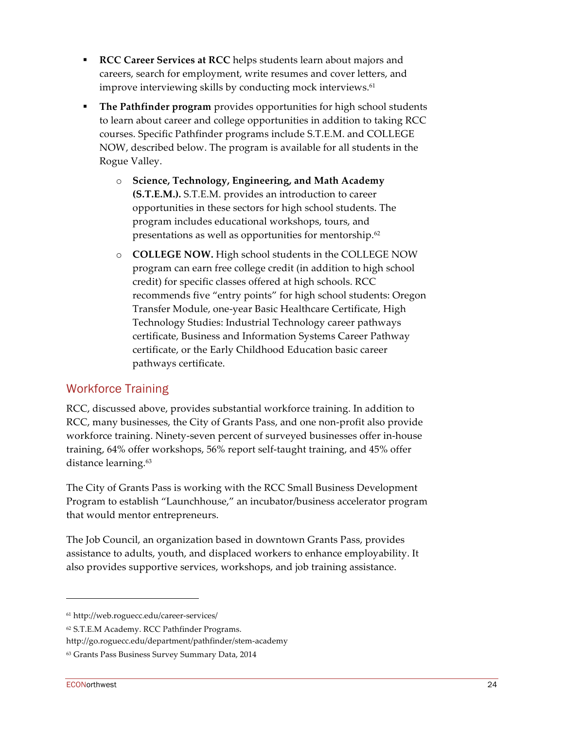- **RCC Career Services at RCC** helps students learn about majors and careers, search for employment, write resumes and cover letters, and improve interviewing skills by conducting mock interviews.[61]
- **The Pathfinder program** provides opportunities for high school students to learn about career and college opportunities in addition to taking RCC courses. Specific Pathfinder programs include S.T.E.M. and COLLEGE NOW, described below. The program is available for all students in the Rogue Valley.
  - **Science, Technology, Engineering, and Math Academy (S.T.E.M.).** S.T.E.M. provides an introduction to career opportunities in these sectors for high school students. The program includes educational workshops, tours, and presentations as well as opportunities for mentorship.[62]
  - **COLLEGE NOW.** High school students in the COLLEGE NOW program can earn free college credit (in addition to high school credit) for specific classes offered at high schools. RCC recommends five "entry points" for high school students: Oregon Transfer Module, one-year Basic Healthcare Certificate, High Technology Studies: Industrial Technology career pathways certificate, Business and Information Systems Career Pathway certificate, or the Early Childhood Education basic career pathways certificate.

## Workforce Training

RCC, discussed above, provides substantial workforce training. In addition to RCC, many businesses, the City of Grants Pass, and one non-profit also provide workforce training. Ninety-seven percent of surveyed businesses offer in-house training, 64% offer workshops, 56% report self-taught training, and 45% offer distance learning.[63]

The City of Grants Pass is working with the RCC Small Business Development Program to establish "Launchhouse," an incubator/business accelerator program that would mentor entrepreneurs.

The Job Council, an organization based in downtown Grants Pass, provides assistance to adults, youth, and displaced workers to enhance employability. It also provides supportive services, workshops, and job training assistance.

---

[61] http://web.roguecc.edu/career-services/

[62] S.T.E.M Academy. RCC Pathfinder Programs. http://go.roguecc.edu/department/pathfinder/stem-academy

[63] Grants Pass Business Survey Summary Data, 2014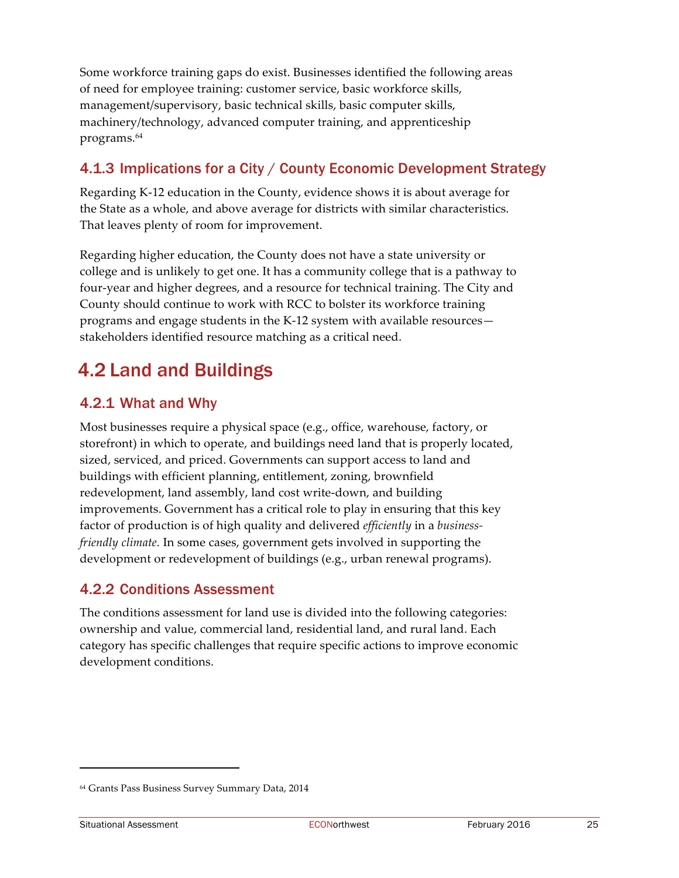Some workforce training gaps do exist. Businesses identified the following areas of need for employee training: customer service, basic workforce skills, management/supervisory, basic technical skills, basic computer skills, machinery/technology, advanced computer training, and apprenticeship programs.[64]

### 4.1.3 Implications for a City / County Economic Development Strategy

Regarding K-12 education in the County, evidence shows it is about average for the State as a whole, and above average for districts with similar characteristics. That leaves plenty of room for improvement.

Regarding higher education, the County does not have a state university or college and is unlikely to get one. It has a community college that is a pathway to four-year and higher degrees, and a resource for technical training. The City and County should continue to work with RCC to bolster its workforce training programs and engage students in the K-12 system with available resources—stakeholders identified resource matching as a critical need.

## 4.2 Land and Buildings

### 4.2.1 What and Why

Most businesses require a physical space (e.g., office, warehouse, factory, or storefront) in which to operate, and buildings need land that is properly located, sized, serviced, and priced. Governments can support access to land and buildings with efficient planning, entitlement, zoning, brownfield redevelopment, land assembly, land cost write-down, and building improvements. Government has a critical role to play in ensuring that this key factor of production is of high quality and delivered *efficiently* in a *business-friendly climate.* In some cases, government gets involved in supporting the development or redevelopment of buildings (e.g., urban renewal programs).

### 4.2.2 Conditions Assessment

The conditions assessment for land use is divided into the following categories: ownership and value, commercial land, residential land, and rural land. Each category has specific challenges that require specific actions to improve economic development conditions.

[64] Grants Pass Business Survey Summary Data, 2014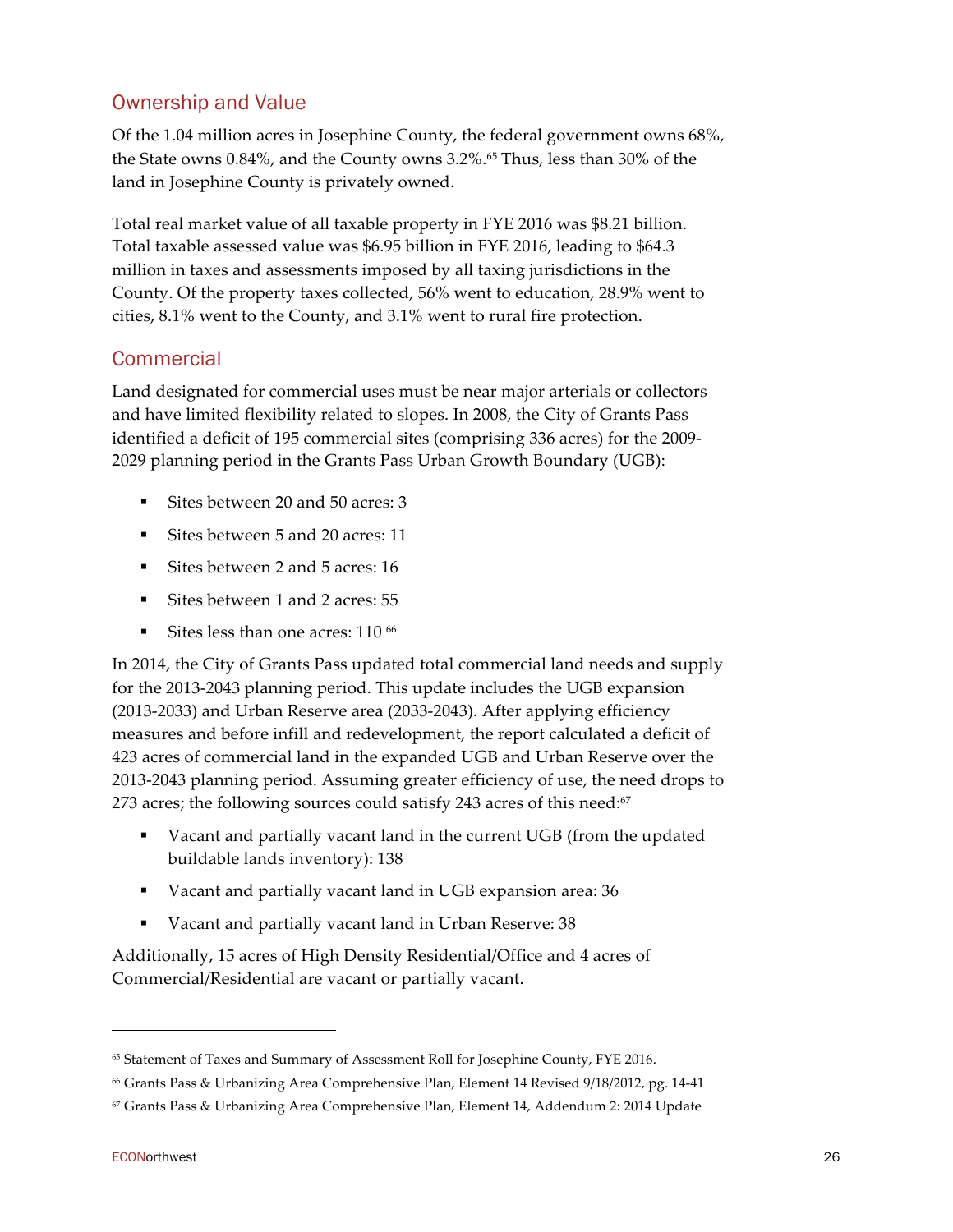## Ownership and Value

Of the 1.04 million acres in Josephine County, the federal government owns 68%, the State owns 0.84%, and the County owns 3.2%.[65] Thus, less than 30% of the land in Josephine County is privately owned.

Total real market value of all taxable property in FYE 2016 was $8.21 billion. Total taxable assessed value was $6.95 billion in FYE 2016, leading to $64.3 million in taxes and assessments imposed by all taxing jurisdictions in the County. Of the property taxes collected, 56% went to education, 28.9% went to cities, 8.1% went to the County, and 3.1% went to rural fire protection.

## Commercial

Land designated for commercial uses must be near major arterials or collectors and have limited flexibility related to slopes. In 2008, the City of Grants Pass identified a deficit of 195 commercial sites (comprising 336 acres) for the 2009-2029 planning period in the Grants Pass Urban Growth Boundary (UGB):

- Sites between 20 and 50 acres: 3
- Sites between 5 and 20 acres: 11
- Sites between 2 and 5 acres: 16
- Sites between 1 and 2 acres: 55
- Sites less than one acres: 110 [66]

In 2014, the City of Grants Pass updated total commercial land needs and supply for the 2013-2043 planning period. This update includes the UGB expansion (2013-2033) and Urban Reserve area (2033-2043). After applying efficiency measures and before infill and redevelopment, the report calculated a deficit of 423 acres of commercial land in the expanded UGB and Urban Reserve over the 2013-2043 planning period. Assuming greater efficiency of use, the need drops to 273 acres; the following sources could satisfy 243 acres of this need:[67]

- Vacant and partially vacant land in the current UGB (from the updated buildable lands inventory): 138
- Vacant and partially vacant land in UGB expansion area: 36
- Vacant and partially vacant land in Urban Reserve: 38

Additionally, 15 acres of High Density Residential/Office and 4 acres of Commercial/Residential are vacant or partially vacant.

---

[65] Statement of Taxes and Summary of Assessment Roll for Josephine County, FYE 2016.

[66] Grants Pass & Urbanizing Area Comprehensive Plan, Element 14 Revised 9/18/2012, pg. 14-41

[67] Grants Pass & Urbanizing Area Comprehensive Plan, Element 14, Addendum 2: 2014 Update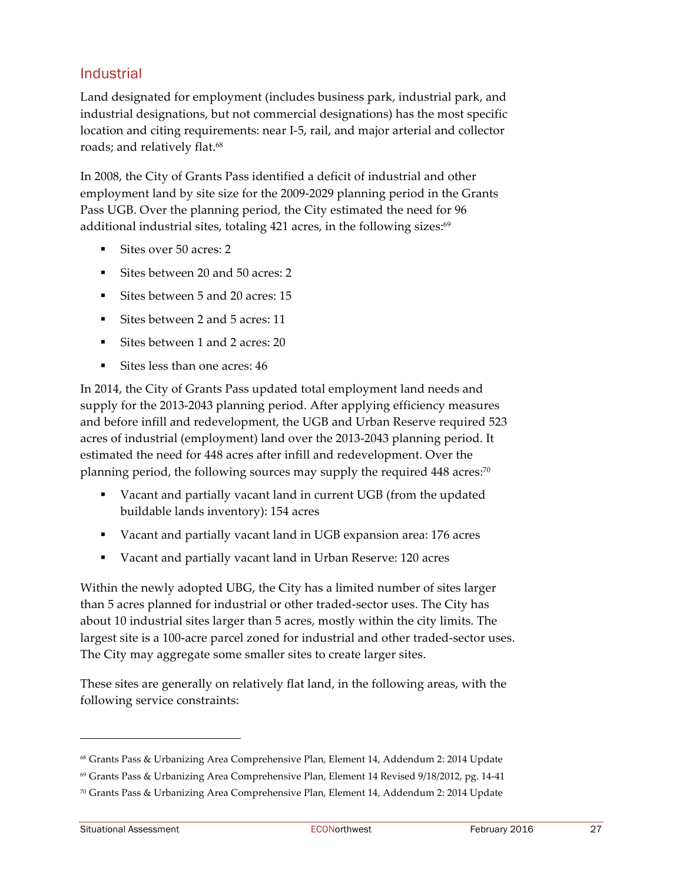## Industrial

Land designated for employment (includes business park, industrial park, and industrial designations, but not commercial designations) has the most specific location and citing requirements: near I-5, rail, and major arterial and collector roads; and relatively flat.[68]

In 2008, the City of Grants Pass identified a deficit of industrial and other employment land by site size for the 2009-2029 planning period in the Grants Pass UGB. Over the planning period, the City estimated the need for 96 additional industrial sites, totaling 421 acres, in the following sizes:[69]

- Sites over 50 acres: 2
- Sites between 20 and 50 acres: 2
- Sites between 5 and 20 acres: 15
- Sites between 2 and 5 acres: 11
- Sites between 1 and 2 acres: 20
- Sites less than one acres: 46

In 2014, the City of Grants Pass updated total employment land needs and supply for the 2013-2043 planning period. After applying efficiency measures and before infill and redevelopment, the UGB and Urban Reserve required 523 acres of industrial (employment) land over the 2013-2043 planning period. It estimated the need for 448 acres after infill and redevelopment. Over the planning period, the following sources may supply the required 448 acres:[70]

- Vacant and partially vacant land in current UGB (from the updated buildable lands inventory): 154 acres
- Vacant and partially vacant land in UGB expansion area: 176 acres
- Vacant and partially vacant land in Urban Reserve: 120 acres

Within the newly adopted UBG, the City has a limited number of sites larger than 5 acres planned for industrial or other traded-sector uses. The City has about 10 industrial sites larger than 5 acres, mostly within the city limits. The largest site is a 100-acre parcel zoned for industrial and other traded-sector uses. The City may aggregate some smaller sites to create larger sites.

These sites are generally on relatively flat land, in the following areas, with the following service constraints:

---

[68] Grants Pass & Urbanizing Area Comprehensive Plan, Element 14, Addendum 2: 2014 Update

[69] Grants Pass & Urbanizing Area Comprehensive Plan, Element 14 Revised 9/18/2012, pg. 14-41

[70] Grants Pass & Urbanizing Area Comprehensive Plan, Element 14, Addendum 2: 2014 Update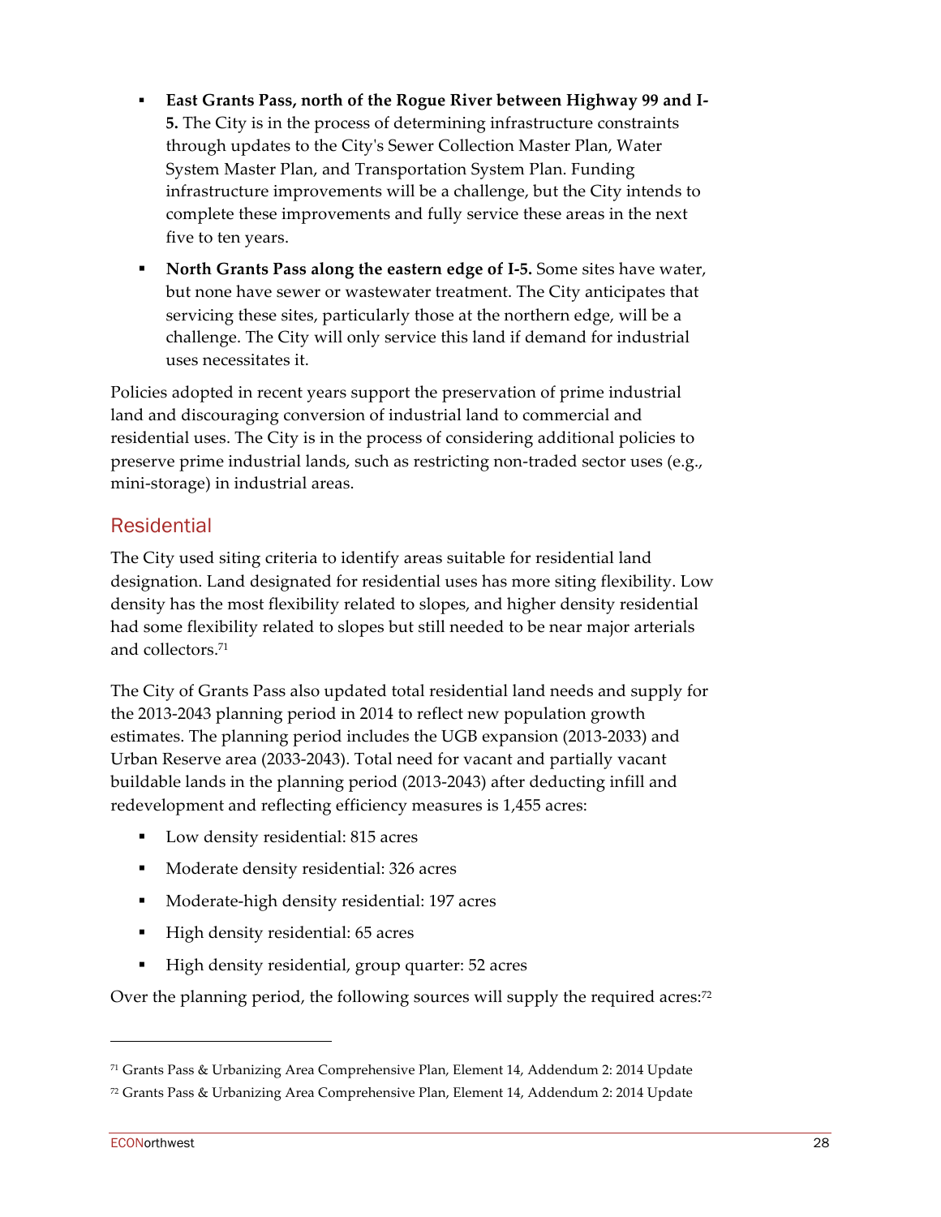- **East Grants Pass, north of the Rogue River between Highway 99 and I-5.** The City is in the process of determining infrastructure constraints through updates to the City's Sewer Collection Master Plan, Water System Master Plan, and Transportation System Plan. Funding infrastructure improvements will be a challenge, but the City intends to complete these improvements and fully service these areas in the next five to ten years.
- **North Grants Pass along the eastern edge of I-5.** Some sites have water, but none have sewer or wastewater treatment. The City anticipates that servicing these sites, particularly those at the northern edge, will be a challenge. The City will only service this land if demand for industrial uses necessitates it.

Policies adopted in recent years support the preservation of prime industrial land and discouraging conversion of industrial land to commercial and residential uses. The City is in the process of considering additional policies to preserve prime industrial lands, such as restricting non-traded sector uses (e.g., mini-storage) in industrial areas.

## Residential

The City used siting criteria to identify areas suitable for residential land designation. Land designated for residential uses has more siting flexibility. Low density has the most flexibility related to slopes, and higher density residential had some flexibility related to slopes but still needed to be near major arterials and collectors.[71]

The City of Grants Pass also updated total residential land needs and supply for the 2013-2043 planning period in 2014 to reflect new population growth estimates. The planning period includes the UGB expansion (2013-2033) and Urban Reserve area (2033-2043). Total need for vacant and partially vacant buildable lands in the planning period (2013-2043) after deducting infill and redevelopment and reflecting efficiency measures is 1,455 acres:

- Low density residential: 815 acres
- Moderate density residential: 326 acres
- Moderate-high density residential: 197 acres
- High density residential: 65 acres
- High density residential, group quarter: 52 acres

Over the planning period, the following sources will supply the required acres:[72]

---

[71] Grants Pass & Urbanizing Area Comprehensive Plan, Element 14, Addendum 2: 2014 Update

[72] Grants Pass & Urbanizing Area Comprehensive Plan, Element 14, Addendum 2: 2014 Update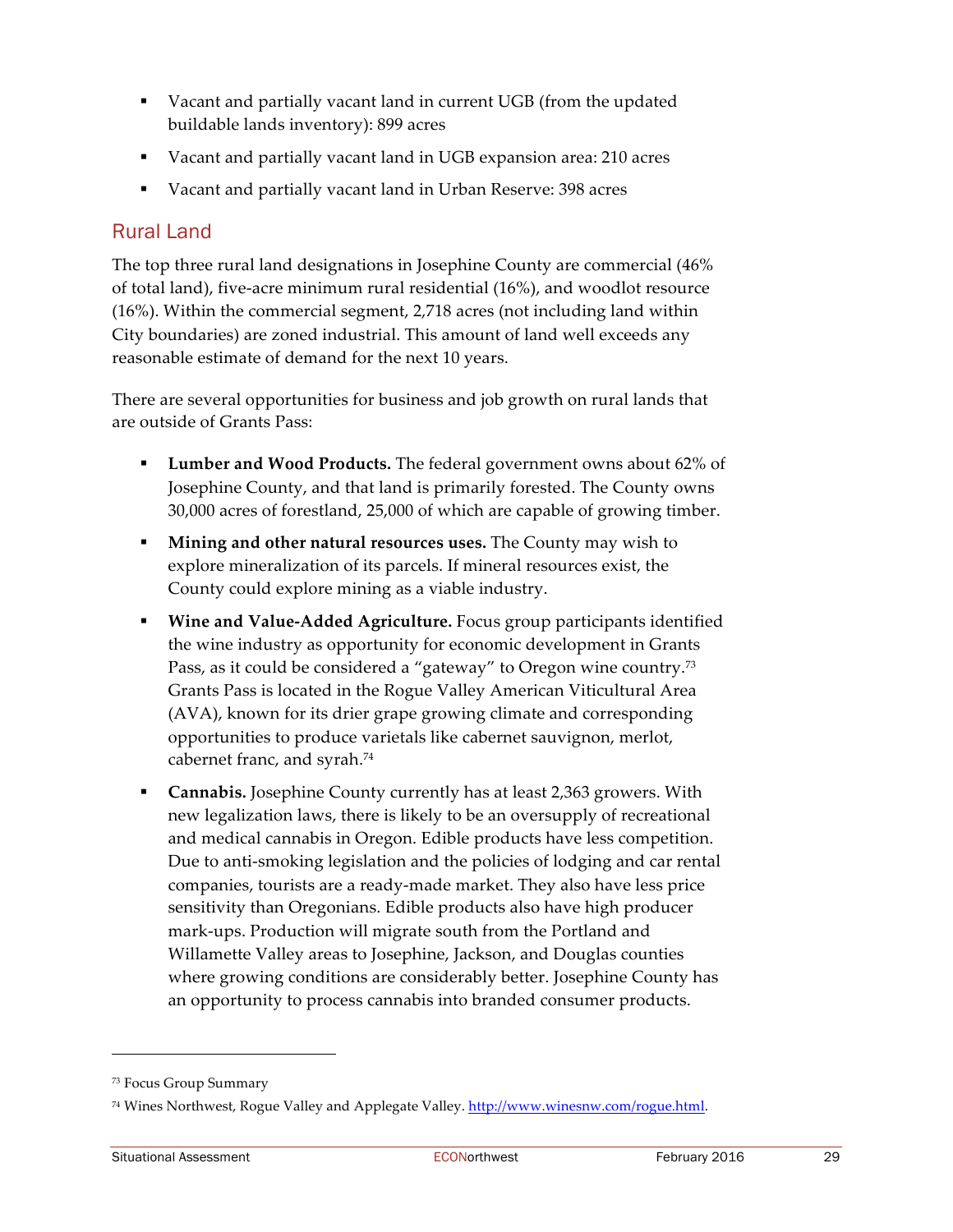- Vacant and partially vacant land in current UGB (from the updated buildable lands inventory): 899 acres
- Vacant and partially vacant land in UGB expansion area: 210 acres
- Vacant and partially vacant land in Urban Reserve: 398 acres

## Rural Land

The top three rural land designations in Josephine County are commercial (46% of total land), five-acre minimum rural residential (16%), and woodlot resource (16%). Within the commercial segment, 2,718 acres (not including land within City boundaries) are zoned industrial. This amount of land well exceeds any reasonable estimate of demand for the next 10 years.

There are several opportunities for business and job growth on rural lands that are outside of Grants Pass:

- **Lumber and Wood Products.** The federal government owns about 62% of Josephine County, and that land is primarily forested. The County owns 30,000 acres of forestland, 25,000 of which are capable of growing timber.
- **Mining and other natural resources uses.** The County may wish to explore mineralization of its parcels. If mineral resources exist, the County could explore mining as a viable industry.
- **Wine and Value-Added Agriculture.** Focus group participants identified the wine industry as opportunity for economic development in Grants Pass, as it could be considered a "gateway" to Oregon wine country.[73] Grants Pass is located in the Rogue Valley American Viticultural Area (AVA), known for its drier grape growing climate and corresponding opportunities to produce varietals like cabernet sauvignon, merlot, cabernet franc, and syrah.[74]
- **Cannabis.** Josephine County currently has at least 2,363 growers. With new legalization laws, there is likely to be an oversupply of recreational and medical cannabis in Oregon. Edible products have less competition. Due to anti-smoking legislation and the policies of lodging and car rental companies, tourists are a ready-made market. They also have less price sensitivity than Oregonians. Edible products also have high producer mark-ups. Production will migrate south from the Portland and Willamette Valley areas to Josephine, Jackson, and Douglas counties where growing conditions are considerably better. Josephine County has an opportunity to process cannabis into branded consumer products.

---

[73] Focus Group Summary

[74] Wines Northwest, Rogue Valley and Applegate Valley. http://www.winesnw.com/rogue.html.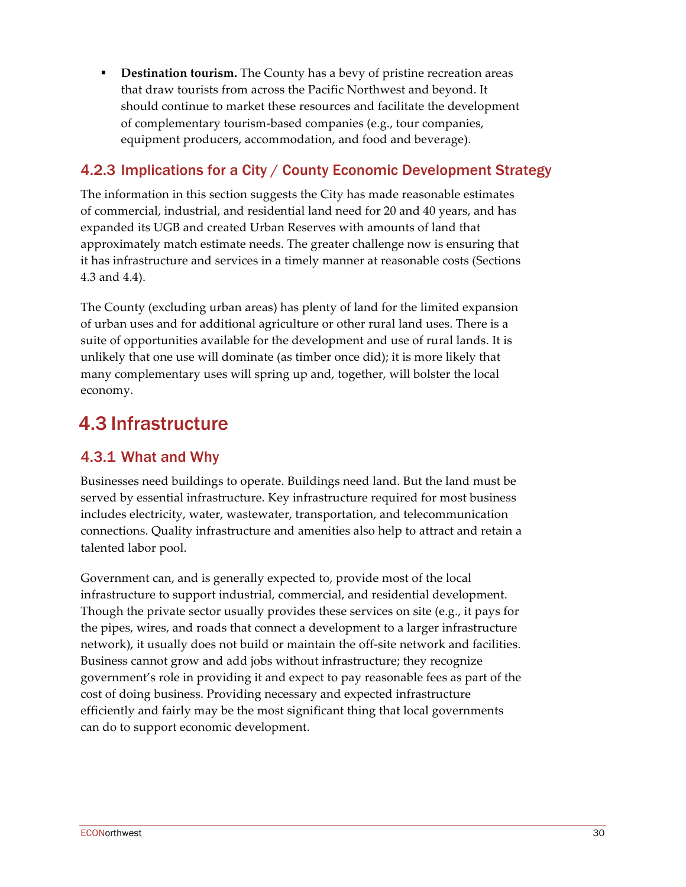- **Destination tourism.** The County has a bevy of pristine recreation areas that draw tourists from across the Pacific Northwest and beyond. It should continue to market these resources and facilitate the development of complementary tourism-based companies (e.g., tour companies, equipment producers, accommodation, and food and beverage).

### 4.2.3 Implications for a City / County Economic Development Strategy

The information in this section suggests the City has made reasonable estimates of commercial, industrial, and residential land need for 20 and 40 years, and has expanded its UGB and created Urban Reserves with amounts of land that approximately match estimate needs. The greater challenge now is ensuring that it has infrastructure and services in a timely manner at reasonable costs (Sections 4.3 and 4.4).

The County (excluding urban areas) has plenty of land for the limited expansion of urban uses and for additional agriculture or other rural land uses. There is a suite of opportunities available for the development and use of rural lands. It is unlikely that one use will dominate (as timber once did); it is more likely that many complementary uses will spring up and, together, will bolster the local economy.

## 4.3 Infrastructure

### 4.3.1 What and Why

Businesses need buildings to operate. Buildings need land. But the land must be served by essential infrastructure. Key infrastructure required for most business includes electricity, water, wastewater, transportation, and telecommunication connections. Quality infrastructure and amenities also help to attract and retain a talented labor pool.

Government can, and is generally expected to, provide most of the local infrastructure to support industrial, commercial, and residential development. Though the private sector usually provides these services on site (e.g., it pays for the pipes, wires, and roads that connect a development to a larger infrastructure network), it usually does not build or maintain the off-site network and facilities. Business cannot grow and add jobs without infrastructure; they recognize government's role in providing it and expect to pay reasonable fees as part of the cost of doing business. Providing necessary and expected infrastructure efficiently and fairly may be the most significant thing that local governments can do to support economic development.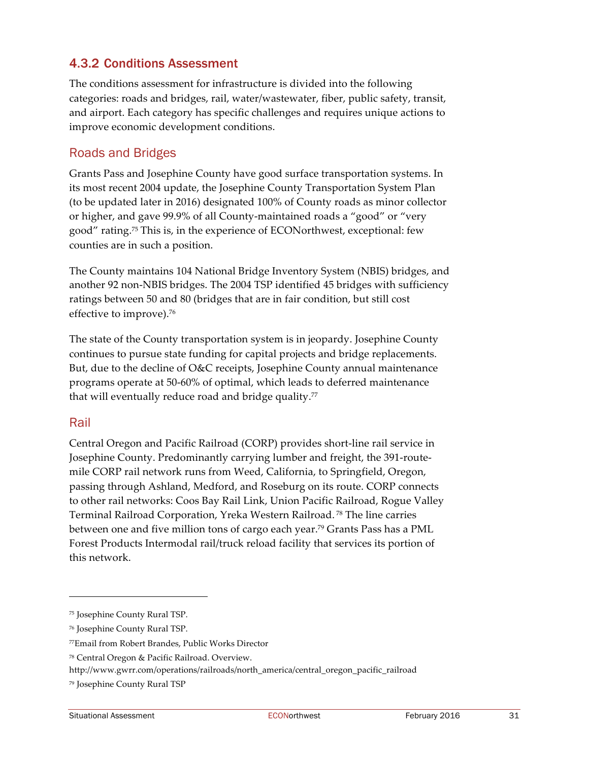## 4.3.2 Conditions Assessment

The conditions assessment for infrastructure is divided into the following categories: roads and bridges, rail, water/wastewater, fiber, public safety, transit, and airport. Each category has specific challenges and requires unique actions to improve economic development conditions.

### Roads and Bridges

Grants Pass and Josephine County have good surface transportation systems. In its most recent 2004 update, the Josephine County Transportation System Plan (to be updated later in 2016) designated 100% of County roads as minor collector or higher, and gave 99.9% of all County-maintained roads a "good" or "very good" rating.[75] This is, in the experience of ECONorthwest, exceptional: few counties are in such a position.

The County maintains 104 National Bridge Inventory System (NBIS) bridges, and another 92 non-NBIS bridges. The 2004 TSP identified 45 bridges with sufficiency ratings between 50 and 80 (bridges that are in fair condition, but still cost effective to improve).[76]

The state of the County transportation system is in jeopardy. Josephine County continues to pursue state funding for capital projects and bridge replacements. But, due to the decline of O&C receipts, Josephine County annual maintenance programs operate at 50-60% of optimal, which leads to deferred maintenance that will eventually reduce road and bridge quality.[77]

### Rail

Central Oregon and Pacific Railroad (CORP) provides short-line rail service in Josephine County. Predominantly carrying lumber and freight, the 391-route-mile CORP rail network runs from Weed, California, to Springfield, Oregon, passing through Ashland, Medford, and Roseburg on its route. CORP connects to other rail networks: Coos Bay Rail Link, Union Pacific Railroad, Rogue Valley Terminal Railroad Corporation, Yreka Western Railroad.[78] The line carries between one and five million tons of cargo each year.[79] Grants Pass has a PML Forest Products Intermodal rail/truck reload facility that services its portion of this network.

---

[75] Josephine County Rural TSP.

[76] Josephine County Rural TSP.

[77] Email from Robert Brandes, Public Works Director

[78] Central Oregon & Pacific Railroad. Overview. http://www.gwrr.com/operations/railroads/north_america/central_oregon_pacific_railroad

[79] Josephine County Rural TSP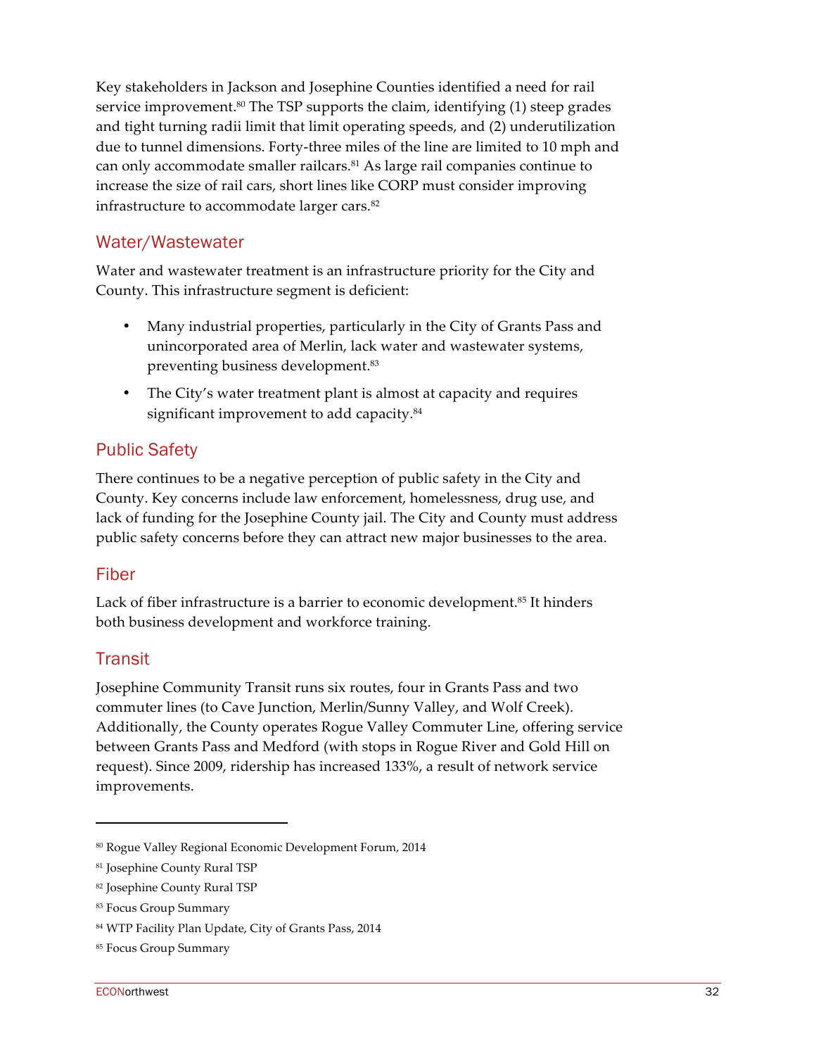Key stakeholders in Jackson and Josephine Counties identified a need for rail service improvement.[80] The TSP supports the claim, identifying (1) steep grades and tight turning radii limit that limit operating speeds, and (2) underutilization due to tunnel dimensions. Forty-three miles of the line are limited to 10 mph and can only accommodate smaller railcars.[81] As large rail companies continue to increase the size of rail cars, short lines like CORP must consider improving infrastructure to accommodate larger cars.[82]

## Water/Wastewater

Water and wastewater treatment is an infrastructure priority for the City and County. This infrastructure segment is deficient:

- Many industrial properties, particularly in the City of Grants Pass and unincorporated area of Merlin, lack water and wastewater systems, preventing business development.[83]
- The City's water treatment plant is almost at capacity and requires significant improvement to add capacity.[84]

## Public Safety

There continues to be a negative perception of public safety in the City and County. Key concerns include law enforcement, homelessness, drug use, and lack of funding for the Josephine County jail. The City and County must address public safety concerns before they can attract new major businesses to the area.

## Fiber

Lack of fiber infrastructure is a barrier to economic development.[85] It hinders both business development and workforce training.

## Transit

Josephine Community Transit runs six routes, four in Grants Pass and two commuter lines (to Cave Junction, Merlin/Sunny Valley, and Wolf Creek). Additionally, the County operates Rogue Valley Commuter Line, offering service between Grants Pass and Medford (with stops in Rogue River and Gold Hill on request). Since 2009, ridership has increased 133%, a result of network service improvements.

---

[80] Rogue Valley Regional Economic Development Forum, 2014

[81] Josephine County Rural TSP

[82] Josephine County Rural TSP

[83] Focus Group Summary

[84] WTP Facility Plan Update, City of Grants Pass, 2014

[85] Focus Group Summary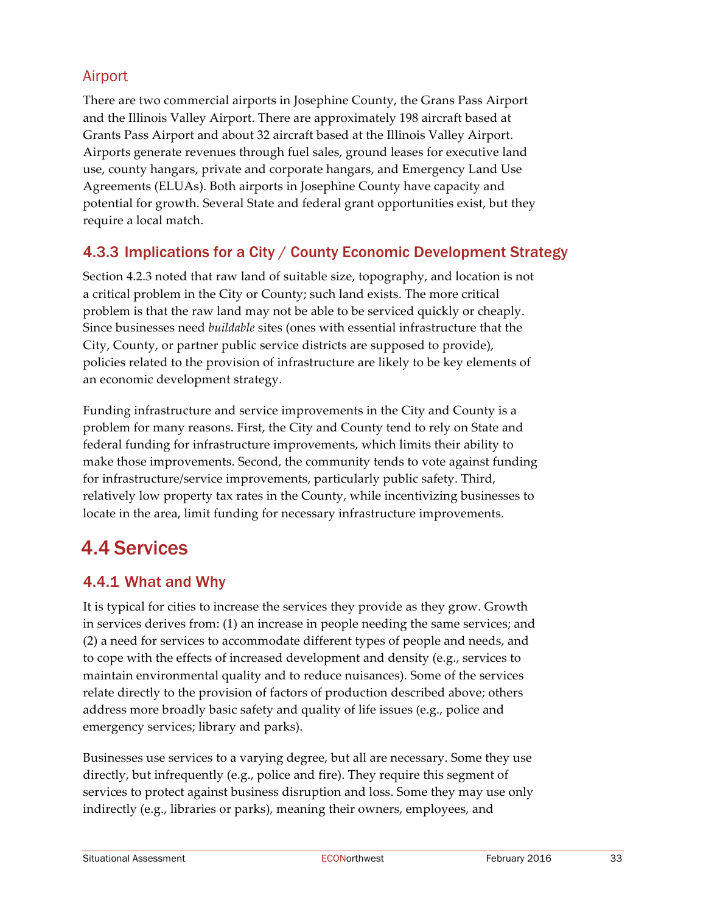### Airport

There are two commercial airports in Josephine County, the Grans Pass Airport and the Illinois Valley Airport. There are approximately 198 aircraft based at Grants Pass Airport and about 32 aircraft based at the Illinois Valley Airport. Airports generate revenues through fuel sales, ground leases for executive land use, county hangars, private and corporate hangars, and Emergency Land Use Agreements (ELUAs). Both airports in Josephine County have capacity and potential for growth. Several State and federal grant opportunities exist, but they require a local match.

### 4.3.3 Implications for a City / County Economic Development Strategy

Section 4.2.3 noted that raw land of suitable size, topography, and location is not a critical problem in the City or County; such land exists. The more critical problem is that the raw land may not be able to be serviced quickly or cheaply. Since businesses need *buildable* sites (ones with essential infrastructure that the City, County, or partner public service districts are supposed to provide), policies related to the provision of infrastructure are likely to be key elements of an economic development strategy.

Funding infrastructure and service improvements in the City and County is a problem for many reasons. First, the City and County tend to rely on State and federal funding for infrastructure improvements, which limits their ability to make those improvements. Second, the community tends to vote against funding for infrastructure/service improvements, particularly public safety. Third, relatively low property tax rates in the County, while incentivizing businesses to locate in the area, limit funding for necessary infrastructure improvements.

## 4.4 Services

### 4.4.1 What and Why

It is typical for cities to increase the services they provide as they grow. Growth in services derives from: (1) an increase in people needing the same services; and (2) a need for services to accommodate different types of people and needs, and to cope with the effects of increased development and density (e.g., services to maintain environmental quality and to reduce nuisances). Some of the services relate directly to the provision of factors of production described above; others address more broadly basic safety and quality of life issues (e.g., police and emergency services; library and parks).

Businesses use services to a varying degree, but all are necessary. Some they use directly, but infrequently (e.g., police and fire). They require this segment of services to protect against business disruption and loss. Some they may use only indirectly (e.g., libraries or parks), meaning their owners, employees, and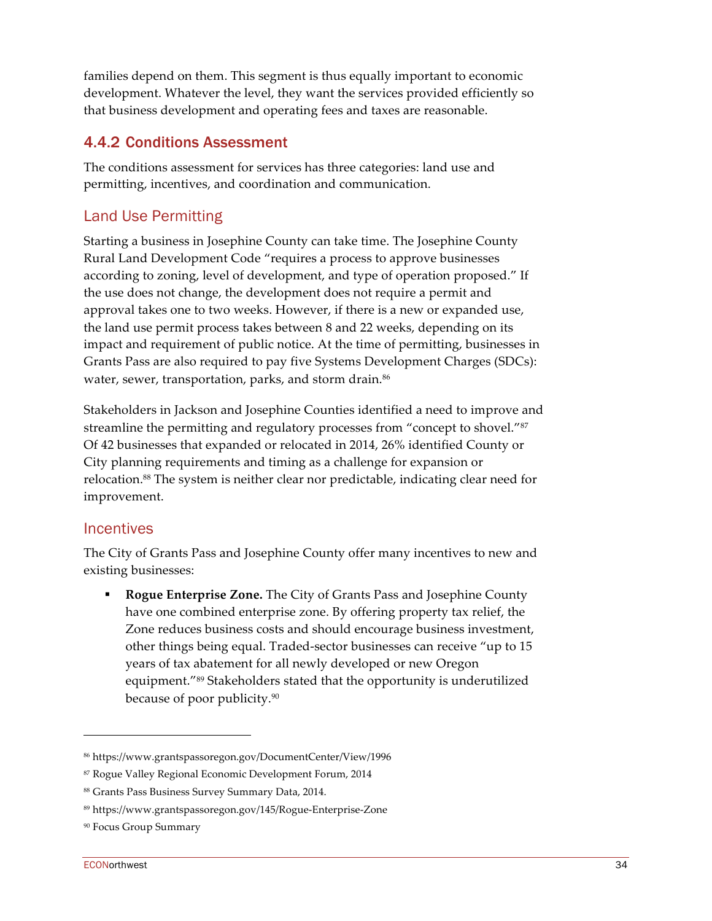families depend on them. This segment is thus equally important to economic development. Whatever the level, they want the services provided efficiently so that business development and operating fees and taxes are reasonable.

### 4.4.2 Conditions Assessment

The conditions assessment for services has three categories: land use and permitting, incentives, and coordination and communication.

#### Land Use Permitting

Starting a business in Josephine County can take time. The Josephine County Rural Land Development Code "requires a process to approve businesses according to zoning, level of development, and type of operation proposed." If the use does not change, the development does not require a permit and approval takes one to two weeks. However, if there is a new or expanded use, the land use permit process takes between 8 and 22 weeks, depending on its impact and requirement of public notice. At the time of permitting, businesses in Grants Pass are also required to pay five Systems Development Charges (SDCs): water, sewer, transportation, parks, and storm drain.[86]

Stakeholders in Jackson and Josephine Counties identified a need to improve and streamline the permitting and regulatory processes from "concept to shovel."[87] Of 42 businesses that expanded or relocated in 2014, 26% identified County or City planning requirements and timing as a challenge for expansion or relocation.[88] The system is neither clear nor predictable, indicating clear need for improvement.

#### Incentives

The City of Grants Pass and Josephine County offer many incentives to new and existing businesses:

- **Rogue Enterprise Zone.** The City of Grants Pass and Josephine County have one combined enterprise zone. By offering property tax relief, the Zone reduces business costs and should encourage business investment, other things being equal. Traded-sector businesses can receive "up to 15 years of tax abatement for all newly developed or new Oregon equipment."[89] Stakeholders stated that the opportunity is underutilized because of poor publicity.[90]

---

[86] https://www.grantspassoregon.gov/DocumentCenter/View/1996

[87] Rogue Valley Regional Economic Development Forum, 2014

[88] Grants Pass Business Survey Summary Data, 2014.

[89] https://www.grantspassoregon.gov/145/Rogue-Enterprise-Zone

[90] Focus Group Summary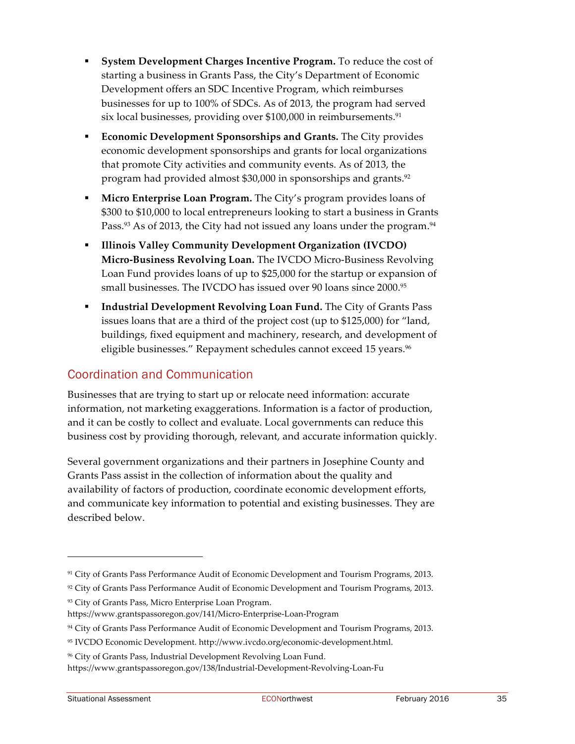- **System Development Charges Incentive Program.** To reduce the cost of starting a business in Grants Pass, the City's Department of Economic Development offers an SDC Incentive Program, which reimburses businesses for up to 100% of SDCs. As of 2013, the program had served six local businesses, providing over $100,000 in reimbursements.[91]
- **Economic Development Sponsorships and Grants.** The City provides economic development sponsorships and grants for local organizations that promote City activities and community events. As of 2013, the program had provided almost $30,000 in sponsorships and grants.[92]
- **Micro Enterprise Loan Program.** The City's program provides loans of $300 to $10,000 to local entrepreneurs looking to start a business in Grants Pass.[93] As of 2013, the City had not issued any loans under the program.[94]
- **Illinois Valley Community Development Organization (IVCDO) Micro-Business Revolving Loan.** The IVCDO Micro-Business Revolving Loan Fund provides loans of up to $25,000 for the startup or expansion of small businesses. The IVCDO has issued over 90 loans since 2000.[95]
- **Industrial Development Revolving Loan Fund.** The City of Grants Pass issues loans that are a third of the project cost (up to $125,000) for "land, buildings, fixed equipment and machinery, research, and development of eligible businesses." Repayment schedules cannot exceed 15 years.[96]

## Coordination and Communication

Businesses that are trying to start up or relocate need information: accurate information, not marketing exaggerations. Information is a factor of production, and it can be costly to collect and evaluate. Local governments can reduce this business cost by providing thorough, relevant, and accurate information quickly.

Several government organizations and their partners in Josephine County and Grants Pass assist in the collection of information about the quality and availability of factors of production, coordinate economic development efforts, and communicate key information to potential and existing businesses. They are described below.

---

[91] City of Grants Pass Performance Audit of Economic Development and Tourism Programs, 2013.

[92] City of Grants Pass Performance Audit of Economic Development and Tourism Programs, 2013.

[93] City of Grants Pass, Micro Enterprise Loan Program. https://www.grantspassoregon.gov/141/Micro-Enterprise-Loan-Program

[94] City of Grants Pass Performance Audit of Economic Development and Tourism Programs, 2013.

[95] IVCDO Economic Development. http://www.ivcdo.org/economic-development.html.

[96] City of Grants Pass, Industrial Development Revolving Loan Fund. https://www.grantspassoregon.gov/138/Industrial-Development-Revolving-Loan-Fu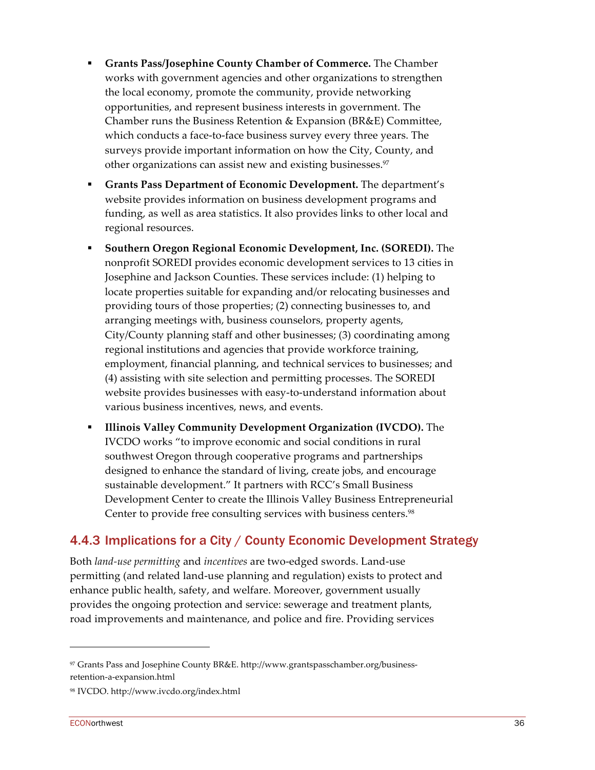- **Grants Pass/Josephine County Chamber of Commerce.** The Chamber works with government agencies and other organizations to strengthen the local economy, promote the community, provide networking opportunities, and represent business interests in government. The Chamber runs the Business Retention & Expansion (BR&E) Committee, which conducts a face-to-face business survey every three years. The surveys provide important information on how the City, County, and other organizations can assist new and existing businesses.[97]
- **Grants Pass Department of Economic Development.** The department's website provides information on business development programs and funding, as well as area statistics. It also provides links to other local and regional resources.
- **Southern Oregon Regional Economic Development, Inc. (SOREDI).** The nonprofit SOREDI provides economic development services to 13 cities in Josephine and Jackson Counties. These services include: (1) helping to locate properties suitable for expanding and/or relocating businesses and providing tours of those properties; (2) connecting businesses to, and arranging meetings with, business counselors, property agents, City/County planning staff and other businesses; (3) coordinating among regional institutions and agencies that provide workforce training, employment, financial planning, and technical services to businesses; and (4) assisting with site selection and permitting processes. The SOREDI website provides businesses with easy-to-understand information about various business incentives, news, and events.
- **Illinois Valley Community Development Organization (IVCDO).** The IVCDO works "to improve economic and social conditions in rural southwest Oregon through cooperative programs and partnerships designed to enhance the standard of living, create jobs, and encourage sustainable development." It partners with RCC's Small Business Development Center to create the Illinois Valley Business Entrepreneurial Center to provide free consulting services with business centers.[98]

### 4.4.3 Implications for a City / County Economic Development Strategy

Both *land-use permitting* and *incentives* are two-edged swords. Land-use permitting (and related land-use planning and regulation) exists to protect and enhance public health, safety, and welfare. Moreover, government usually provides the ongoing protection and service: sewerage and treatment plants, road improvements and maintenance, and police and fire. Providing services

---

[97] Grants Pass and Josephine County BR&E. http://www.grantspasschamber.org/business-retention-a-expansion.html

[98] IVCDO. http://www.ivcdo.org/index.html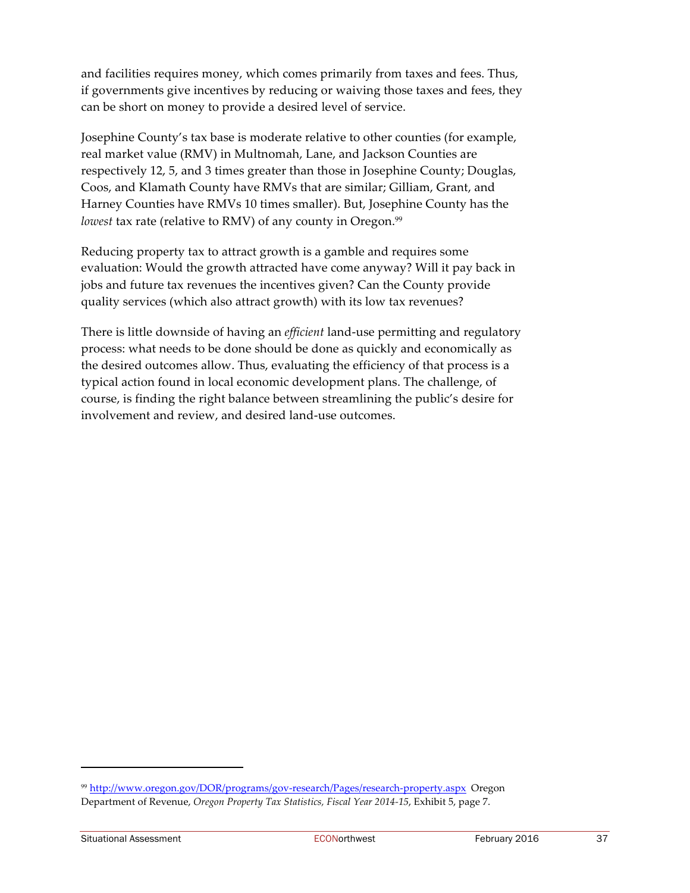and facilities requires money, which comes primarily from taxes and fees. Thus, if governments give incentives by reducing or waiving those taxes and fees, they can be short on money to provide a desired level of service.

Josephine County's tax base is moderate relative to other counties (for example, real market value (RMV) in Multnomah, Lane, and Jackson Counties are respectively 12, 5, and 3 times greater than those in Josephine County; Douglas, Coos, and Klamath County have RMVs that are similar; Gilliam, Grant, and Harney Counties have RMVs 10 times smaller). But, Josephine County has the *lowest* tax rate (relative to RMV) of any county in Oregon.[99]

Reducing property tax to attract growth is a gamble and requires some evaluation: Would the growth attracted have come anyway? Will it pay back in jobs and future tax revenues the incentives given? Can the County provide quality services (which also attract growth) with its low tax revenues?

There is little downside of having an *efficient* land-use permitting and regulatory process: what needs to be done should be done as quickly and economically as the desired outcomes allow. Thus, evaluating the efficiency of that process is a typical action found in local economic development plans. The challenge, of course, is finding the right balance between streamlining the public's desire for involvement and review, and desired land-use outcomes.

---

[99] http://www.oregon.gov/DOR/programs/gov-research/Pages/research-property.aspx Oregon Department of Revenue, *Oregon Property Tax Statistics, Fiscal Year 2014-15*, Exhibit 5, page 7.